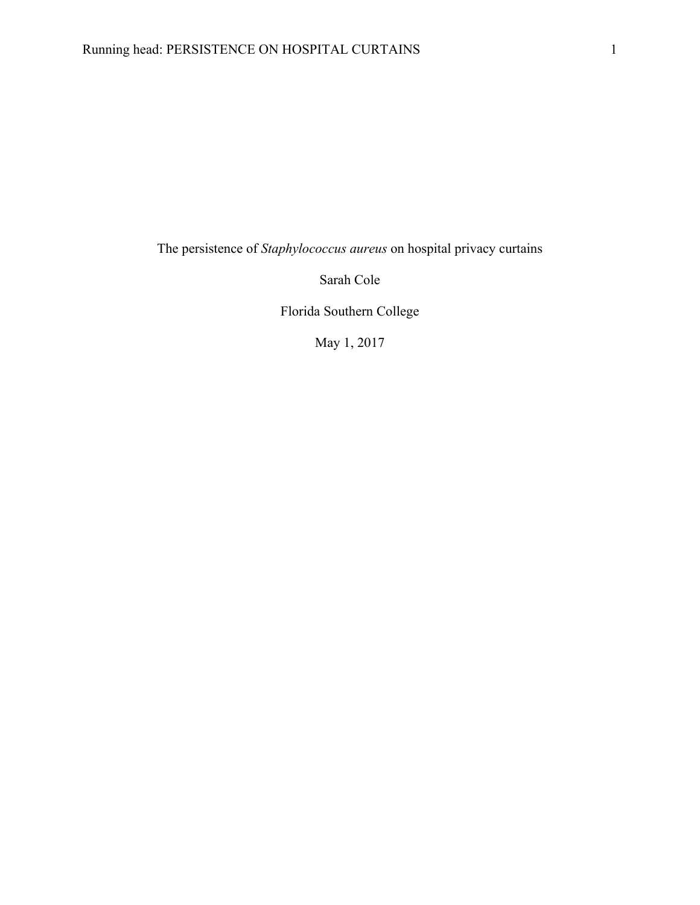# The persistence of *Staphylococcus aureus* on hospital privacy curtains

Sarah Cole

Florida Southern College

May 1, 2017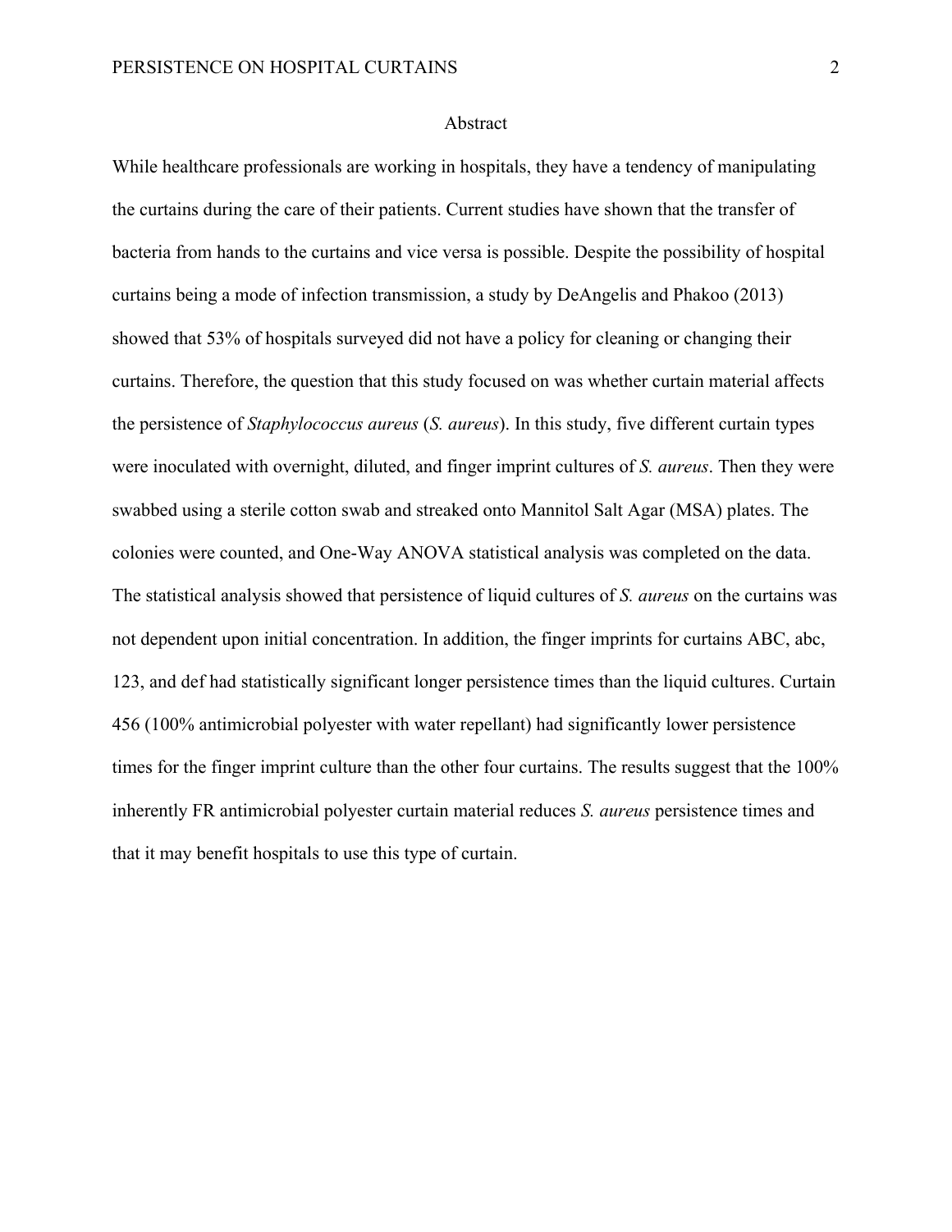# Abstract

While healthcare professionals are working in hospitals, they have a tendency of manipulating the curtains during the care of their patients. Current studies have shown that the transfer of bacteria from hands to the curtains and vice versa is possible. Despite the possibility of hospital curtains being a mode of infection transmission, a study by DeAngelis and Phakoo (2013) showed that 53% of hospitals surveyed did not have a policy for cleaning or changing their curtains. Therefore, the question that this study focused on was whether curtain material affects the persistence of *Staphylococcus aureus* (*S. aureus*). In this study, five different curtain types were inoculated with overnight, diluted, and finger imprint cultures of *S. aureus*. Then they were swabbed using a sterile cotton swab and streaked onto Mannitol Salt Agar (MSA) plates. The colonies were counted, and One-Way ANOVA statistical analysis was completed on the data. The statistical analysis showed that persistence of liquid cultures of *S. aureus* on the curtains was not dependent upon initial concentration. In addition, the finger imprints for curtains ABC, abc, 123, and def had statistically significant longer persistence times than the liquid cultures. Curtain 456 (100% antimicrobial polyester with water repellant) had significantly lower persistence times for the finger imprint culture than the other four curtains. The results suggest that the 100% inherently FR antimicrobial polyester curtain material reduces *S. aureus* persistence times and that it may benefit hospitals to use this type of curtain.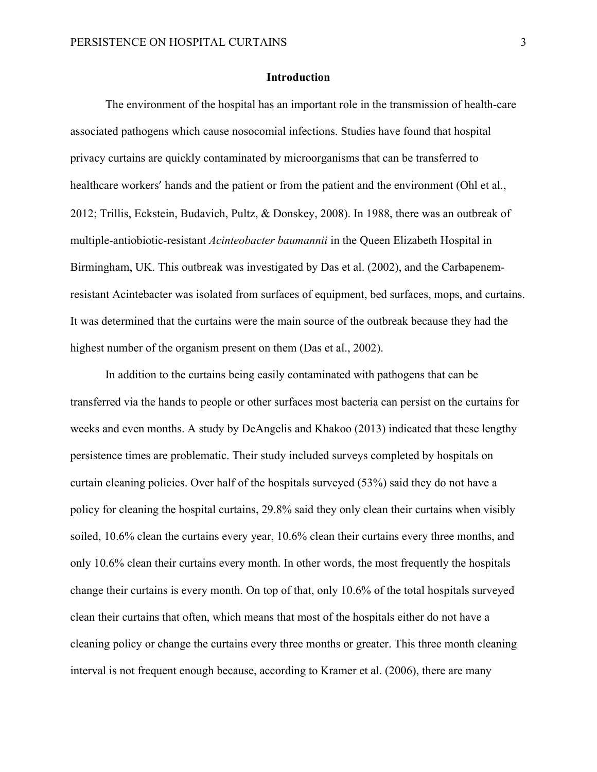# Introduction

The environment of the hospital has an important role in the transmission of health-care associated pathogens which cause nosocomial infections. Studies have found that hospital privacy curtains are quickly contaminated by microorganisms that can be transferred to healthcare workers′ hands and the patient or from the patient and the environment (Ohl et al., 2012; Trillis, Eckstein, Budavich, Pultz, & Donskey, 2008). In 1988, there was an outbreak of multiple-antiobiotic-resistant *Acinteobacter baumannii* in the Queen Elizabeth Hospital in Birmingham, UK. This outbreak was investigated by Das et al. (2002), and the Carbapenem-resistant Acintebacter was isolated from surfaces of equipment, bed surfaces, mops, and curtains. It was determined that the curtains were the main source of the outbreak because they had the highest number of the organism present on them (Das et al., 2002).

In addition to the curtains being easily contaminated with pathogens that can be transferred via the hands to people or other surfaces most bacteria can persist on the curtains for weeks and even months. A study by DeAngelis and Khakoo (2013) indicated that these lengthy persistence times are problematic. Their study included surveys completed by hospitals on curtain cleaning policies. Over half of the hospitals surveyed (53%) said they do not have a policy for cleaning the hospital curtains, 29.8% said they only clean their curtains when visibly soiled, 10.6% clean the curtains every year, 10.6% clean their curtains every three months, and only 10.6% clean their curtains every month. In other words, the most frequently the hospitals change their curtains is every month. On top of that, only 10.6% of the total hospitals surveyed clean their curtains that often, which means that most of the hospitals either do not have a cleaning policy or change the curtains every three months or greater. This three month cleaning interval is not frequent enough because, according to Kramer et al. (2006), there are many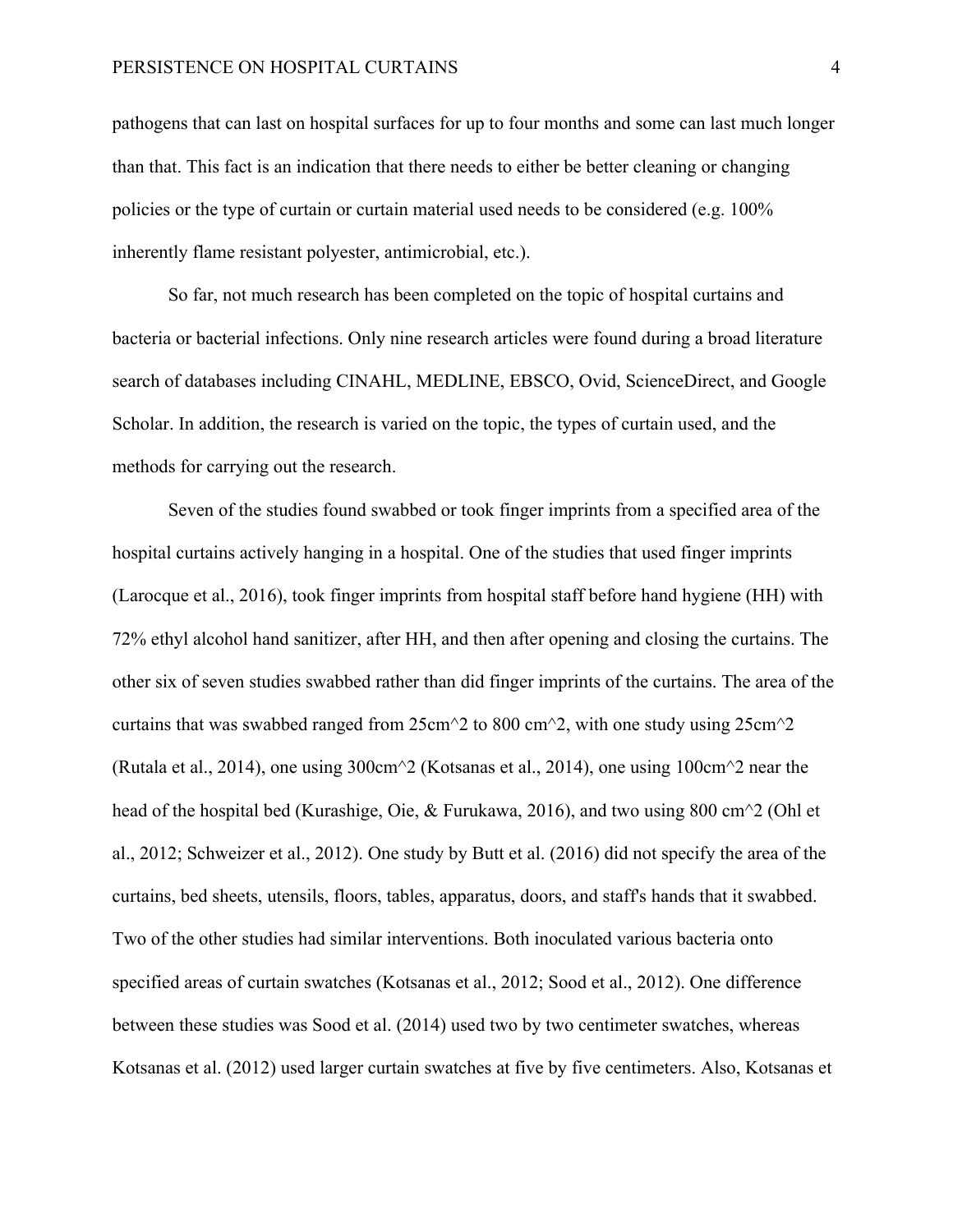pathogens that can last on hospital surfaces for up to four months and some can last much longer than that. This fact is an indication that there needs to either be better cleaning or changing policies or the type of curtain or curtain material used needs to be considered (e.g. 100% inherently flame resistant polyester, antimicrobial, etc.).

So far, not much research has been completed on the topic of hospital curtains and bacteria or bacterial infections. Only nine research articles were found during a broad literature search of databases including CINAHL, MEDLINE, EBSCO, Ovid, ScienceDirect, and Google Scholar. In addition, the research is varied on the topic, the types of curtain used, and the methods for carrying out the research.

Seven of the studies found swabbed or took finger imprints from a specified area of the hospital curtains actively hanging in a hospital. One of the studies that used finger imprints (Larocque et al., 2016), took finger imprints from hospital staff before hand hygiene (HH) with 72% ethyl alcohol hand sanitizer, after HH, and then after opening and closing the curtains. The other six of seven studies swabbed rather than did finger imprints of the curtains. The area of the curtains that was swabbed ranged from 25cm^2 to 800 cm^2, with one study using 25cm^2 (Rutala et al., 2014), one using 300cm^2 (Kotsanas et al., 2014), one using 100cm^2 near the head of the hospital bed (Kurashige, Oie, & Furukawa, 2016), and two using 800 cm^2 (Ohl et al., 2012; Schweizer et al., 2012). One study by Butt et al. (2016) did not specify the area of the curtains, bed sheets, utensils, floors, tables, apparatus, doors, and staff's hands that it swabbed. Two of the other studies had similar interventions. Both inoculated various bacteria onto specified areas of curtain swatches (Kotsanas et al., 2012; Sood et al., 2012). One difference between these studies was Sood et al. (2014) used two by two centimeter swatches, whereas Kotsanas et al. (2012) used larger curtain swatches at five by five centimeters. Also, Kotsanas et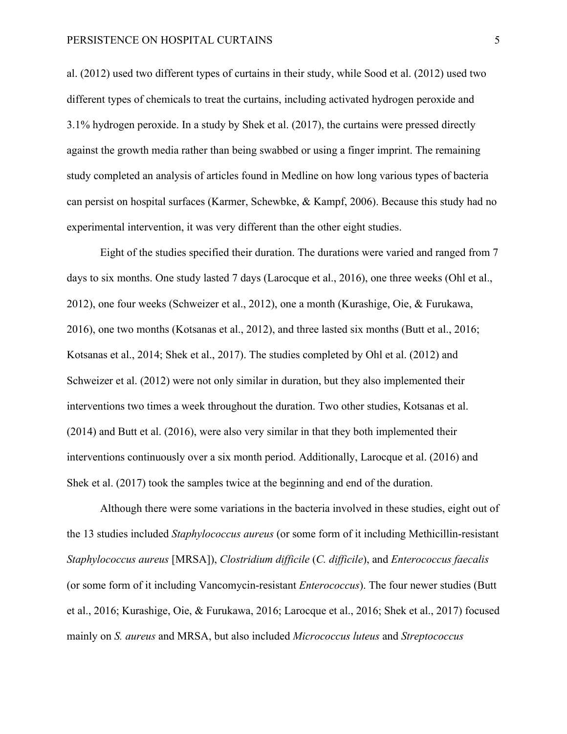al. (2012) used two different types of curtains in their study, while Sood et al. (2012) used two different types of chemicals to treat the curtains, including activated hydrogen peroxide and 3.1% hydrogen peroxide. In a study by Shek et al. (2017), the curtains were pressed directly against the growth media rather than being swabbed or using a finger imprint. The remaining study completed an analysis of articles found in Medline on how long various types of bacteria can persist on hospital surfaces (Karmer, Schewbke, & Kampf, 2006). Because this study had no experimental intervention, it was very different than the other eight studies.

Eight of the studies specified their duration. The durations were varied and ranged from 7 days to six months. One study lasted 7 days (Larocque et al., 2016), one three weeks (Ohl et al., 2012), one four weeks (Schweizer et al., 2012), one a month (Kurashige, Oie, & Furukawa, 2016), one two months (Kotsanas et al., 2012), and three lasted six months (Butt et al., 2016; Kotsanas et al., 2014; Shek et al., 2017). The studies completed by Ohl et al. (2012) and Schweizer et al. (2012) were not only similar in duration, but they also implemented their interventions two times a week throughout the duration. Two other studies, Kotsanas et al. (2014) and Butt et al. (2016), were also very similar in that they both implemented their interventions continuously over a six month period. Additionally, Larocque et al. (2016) and Shek et al. (2017) took the samples twice at the beginning and end of the duration.

Although there were some variations in the bacteria involved in these studies, eight out of the 13 studies included *Staphylococcus aureus* (or some form of it including Methicillin-resistant *Staphylococcus aureus* [MRSA]), *Clostridium difficile* (*C. difficile*), and *Enterococcus faecalis* (or some form of it including Vancomycin-resistant *Enterococcus*). The four newer studies (Butt et al., 2016; Kurashige, Oie, & Furukawa, 2016; Larocque et al., 2016; Shek et al., 2017) focused mainly on *S. aureus* and MRSA, but also included *Micrococcus luteus* and *Streptococcus*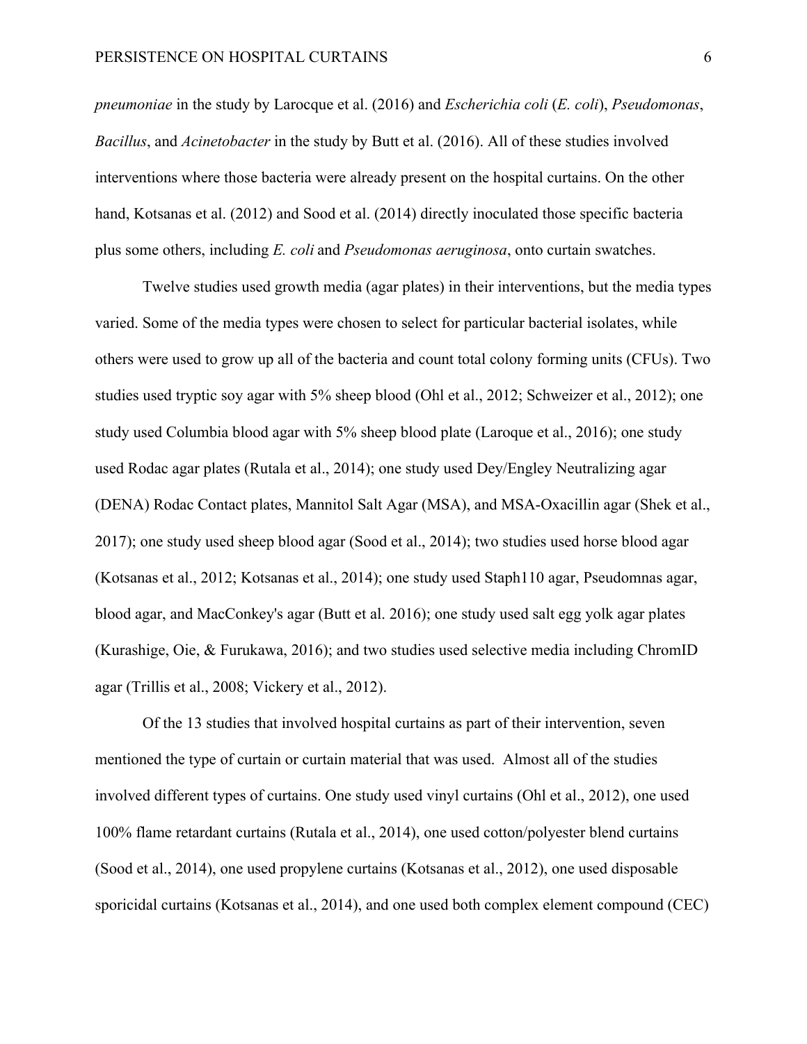*pneumoniae* in the study by Larocque et al. (2016) and *Escherichia coli* (*E. coli*), *Pseudomonas*, *Bacillus*, and *Acinetobacter* in the study by Butt et al. (2016). All of these studies involved interventions where those bacteria were already present on the hospital curtains. On the other hand, Kotsanas et al. (2012) and Sood et al. (2014) directly inoculated those specific bacteria plus some others, including *E. coli* and *Pseudomonas aeruginosa*, onto curtain swatches.

Twelve studies used growth media (agar plates) in their interventions, but the media types varied. Some of the media types were chosen to select for particular bacterial isolates, while others were used to grow up all of the bacteria and count total colony forming units (CFUs). Two studies used tryptic soy agar with 5% sheep blood (Ohl et al., 2012; Schweizer et al., 2012); one study used Columbia blood agar with 5% sheep blood plate (Laroque et al., 2016); one study used Rodac agar plates (Rutala et al., 2014); one study used Dey/Engley Neutralizing agar (DENA) Rodac Contact plates, Mannitol Salt Agar (MSA), and MSA-Oxacillin agar (Shek et al., 2017); one study used sheep blood agar (Sood et al., 2014); two studies used horse blood agar (Kotsanas et al., 2012; Kotsanas et al., 2014); one study used Staph110 agar, Pseudomnas agar, blood agar, and MacConkey's agar (Butt et al. 2016); one study used salt egg yolk agar plates (Kurashige, Oie, & Furukawa, 2016); and two studies used selective media including ChromID agar (Trillis et al., 2008; Vickery et al., 2012).

Of the 13 studies that involved hospital curtains as part of their intervention, seven mentioned the type of curtain or curtain material that was used. Almost all of the studies involved different types of curtains. One study used vinyl curtains (Ohl et al., 2012), one used 100% flame retardant curtains (Rutala et al., 2014), one used cotton/polyester blend curtains (Sood et al., 2014), one used propylene curtains (Kotsanas et al., 2012), one used disposable sporicidal curtains (Kotsanas et al., 2014), and one used both complex element compound (CEC)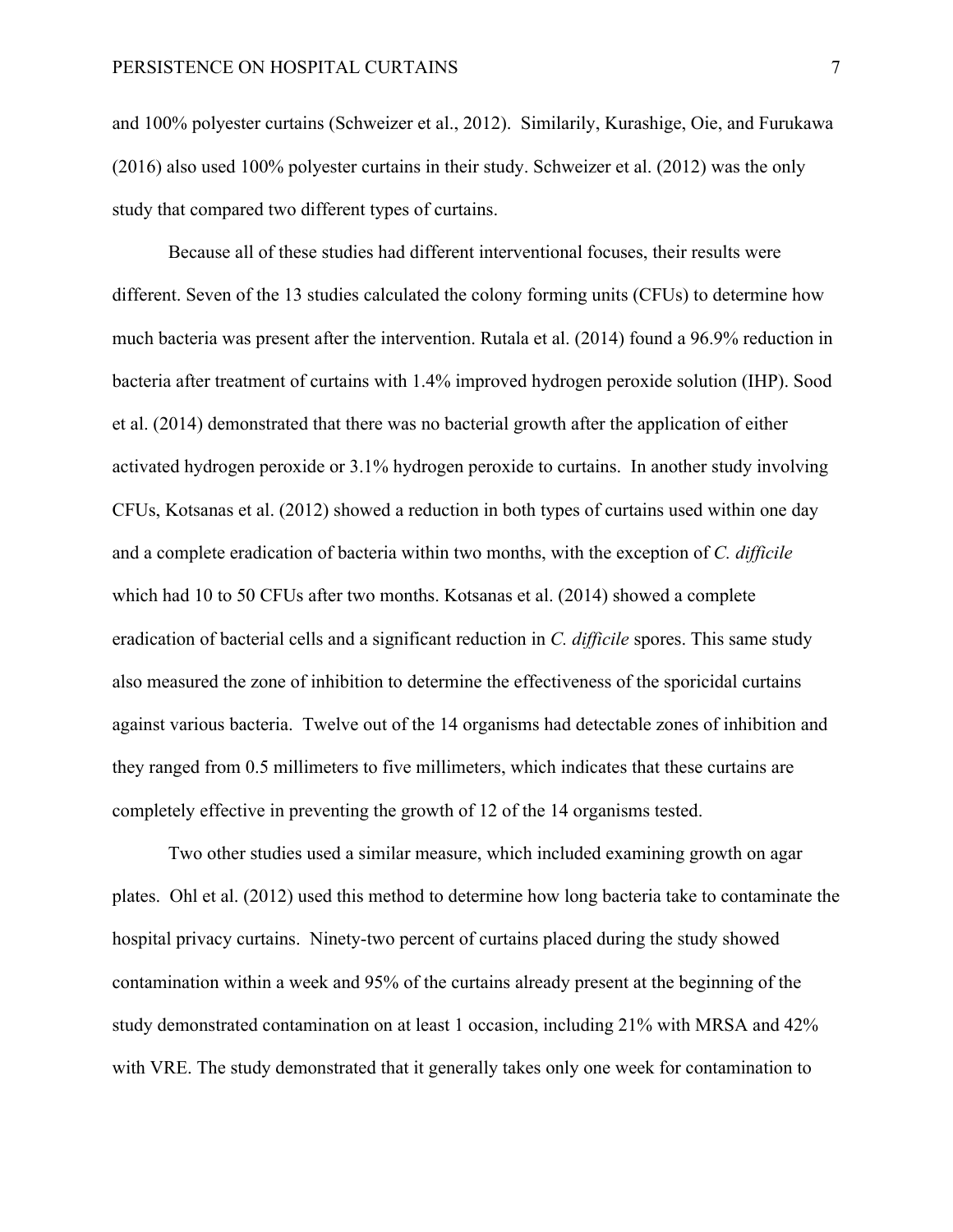and 100% polyester curtains (Schweizer et al., 2012). Similarily, Kurashige, Oie, and Furukawa (2016) also used 100% polyester curtains in their study. Schweizer et al. (2012) was the only study that compared two different types of curtains.

Because all of these studies had different interventional focuses, their results were different. Seven of the 13 studies calculated the colony forming units (CFUs) to determine how much bacteria was present after the intervention. Rutala et al. (2014) found a 96.9% reduction in bacteria after treatment of curtains with 1.4% improved hydrogen peroxide solution (IHP). Sood et al. (2014) demonstrated that there was no bacterial growth after the application of either activated hydrogen peroxide or 3.1% hydrogen peroxide to curtains. In another study involving CFUs, Kotsanas et al. (2012) showed a reduction in both types of curtains used within one day and a complete eradication of bacteria within two months, with the exception of *C. difficile* which had 10 to 50 CFUs after two months. Kotsanas et al. (2014) showed a complete eradication of bacterial cells and a significant reduction in *C. difficile* spores. This same study also measured the zone of inhibition to determine the effectiveness of the sporicidal curtains against various bacteria. Twelve out of the 14 organisms had detectable zones of inhibition and they ranged from 0.5 millimeters to five millimeters, which indicates that these curtains are completely effective in preventing the growth of 12 of the 14 organisms tested.

Two other studies used a similar measure, which included examining growth on agar plates. Ohl et al. (2012) used this method to determine how long bacteria take to contaminate the hospital privacy curtains. Ninety-two percent of curtains placed during the study showed contamination within a week and 95% of the curtains already present at the beginning of the study demonstrated contamination on at least 1 occasion, including 21% with MRSA and 42% with VRE. The study demonstrated that it generally takes only one week for contamination to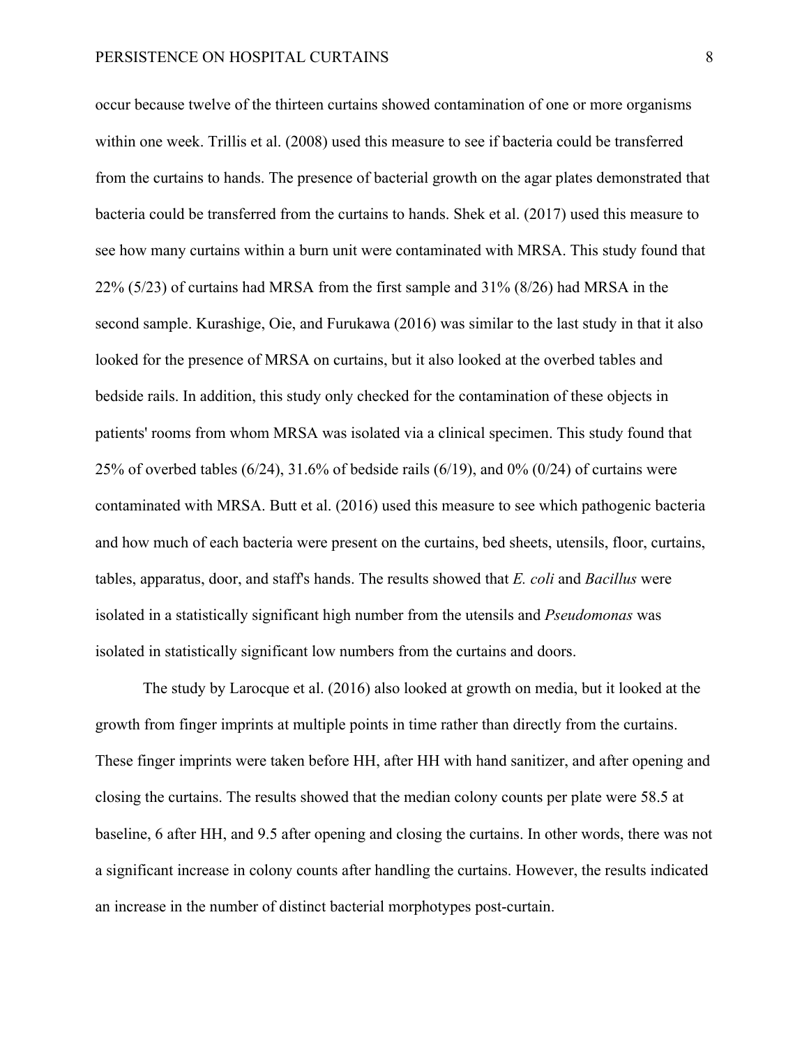occur because twelve of the thirteen curtains showed contamination of one or more organisms within one week. Trillis et al. (2008) used this measure to see if bacteria could be transferred from the curtains to hands. The presence of bacterial growth on the agar plates demonstrated that bacteria could be transferred from the curtains to hands. Shek et al. (2017) used this measure to see how many curtains within a burn unit were contaminated with MRSA. This study found that 22% (5/23) of curtains had MRSA from the first sample and 31% (8/26) had MRSA in the second sample. Kurashige, Oie, and Furukawa (2016) was similar to the last study in that it also looked for the presence of MRSA on curtains, but it also looked at the overbed tables and bedside rails. In addition, this study only checked for the contamination of these objects in patients' rooms from whom MRSA was isolated via a clinical specimen. This study found that 25% of overbed tables (6/24), 31.6% of bedside rails (6/19), and 0% (0/24) of curtains were contaminated with MRSA. Butt et al. (2016) used this measure to see which pathogenic bacteria and how much of each bacteria were present on the curtains, bed sheets, utensils, floor, curtains, tables, apparatus, door, and staff's hands. The results showed that *E. coli* and *Bacillus* were isolated in a statistically significant high number from the utensils and *Pseudomonas* was isolated in statistically significant low numbers from the curtains and doors.

The study by Larocque et al. (2016) also looked at growth on media, but it looked at the growth from finger imprints at multiple points in time rather than directly from the curtains. These finger imprints were taken before HH, after HH with hand sanitizer, and after opening and closing the curtains. The results showed that the median colony counts per plate were 58.5 at baseline, 6 after HH, and 9.5 after opening and closing the curtains. In other words, there was not a significant increase in colony counts after handling the curtains. However, the results indicated an increase in the number of distinct bacterial morphotypes post-curtain.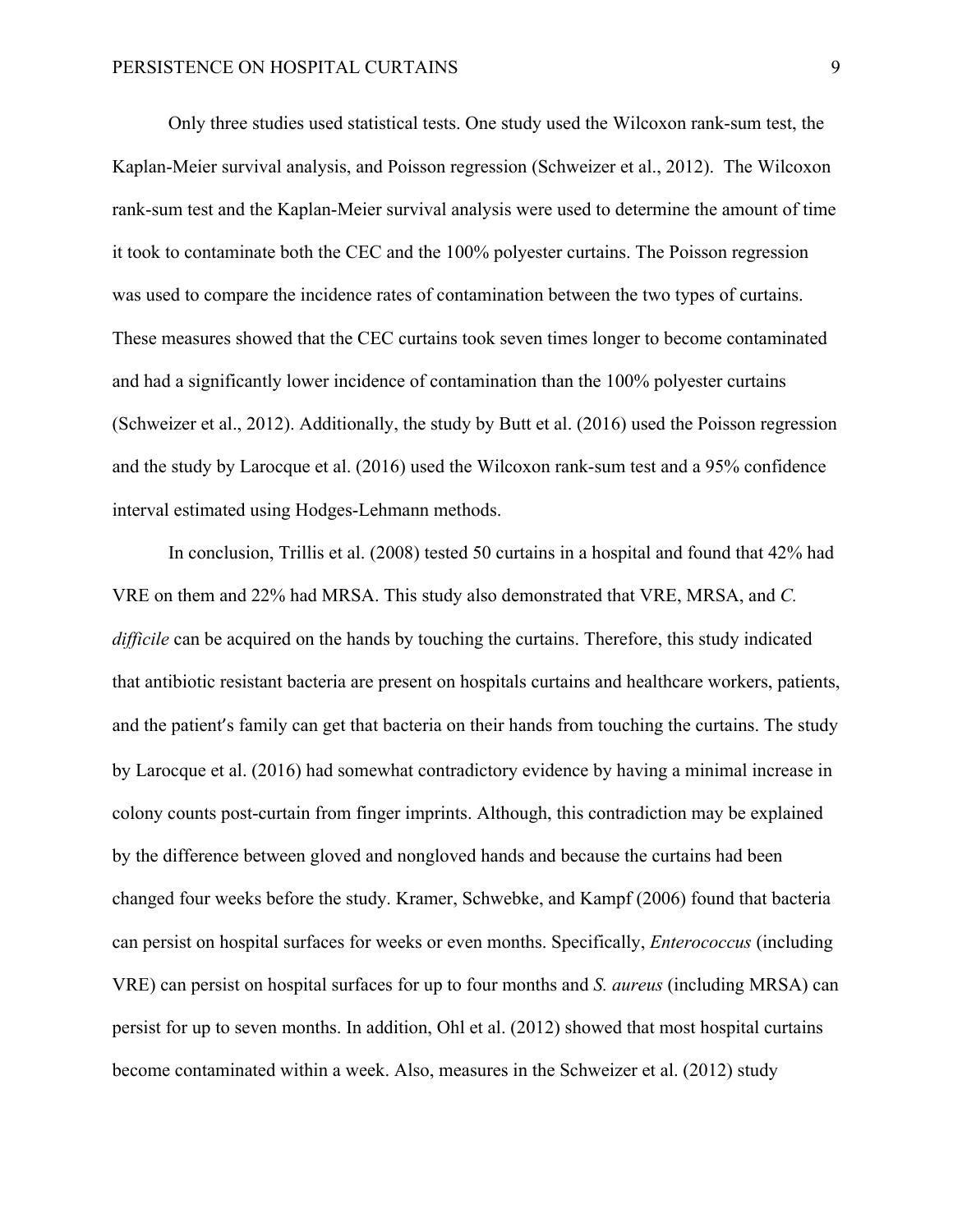Only three studies used statistical tests. One study used the Wilcoxon rank-sum test, the Kaplan-Meier survival analysis, and Poisson regression (Schweizer et al., 2012). The Wilcoxon rank-sum test and the Kaplan-Meier survival analysis were used to determine the amount of time it took to contaminate both the CEC and the 100% polyester curtains. The Poisson regression was used to compare the incidence rates of contamination between the two types of curtains. These measures showed that the CEC curtains took seven times longer to become contaminated and had a significantly lower incidence of contamination than the 100% polyester curtains (Schweizer et al., 2012). Additionally, the study by Butt et al. (2016) used the Poisson regression and the study by Larocque et al. (2016) used the Wilcoxon rank-sum test and a 95% confidence interval estimated using Hodges-Lehmann methods.

In conclusion, Trillis et al. (2008) tested 50 curtains in a hospital and found that 42% had VRE on them and 22% had MRSA. This study also demonstrated that VRE, MRSA, and *C. difficile* can be acquired on the hands by touching the curtains. Therefore, this study indicated that antibiotic resistant bacteria are present on hospitals curtains and healthcare workers, patients, and the patient′s family can get that bacteria on their hands from touching the curtains. The study by Larocque et al. (2016) had somewhat contradictory evidence by having a minimal increase in colony counts post-curtain from finger imprints. Although, this contradiction may be explained by the difference between gloved and nongloved hands and because the curtains had been changed four weeks before the study. Kramer, Schwebke, and Kampf (2006) found that bacteria can persist on hospital surfaces for weeks or even months. Specifically, *Enterococcus* (including VRE) can persist on hospital surfaces for up to four months and *S. aureus* (including MRSA) can persist for up to seven months. In addition, Ohl et al. (2012) showed that most hospital curtains become contaminated within a week. Also, measures in the Schweizer et al. (2012) study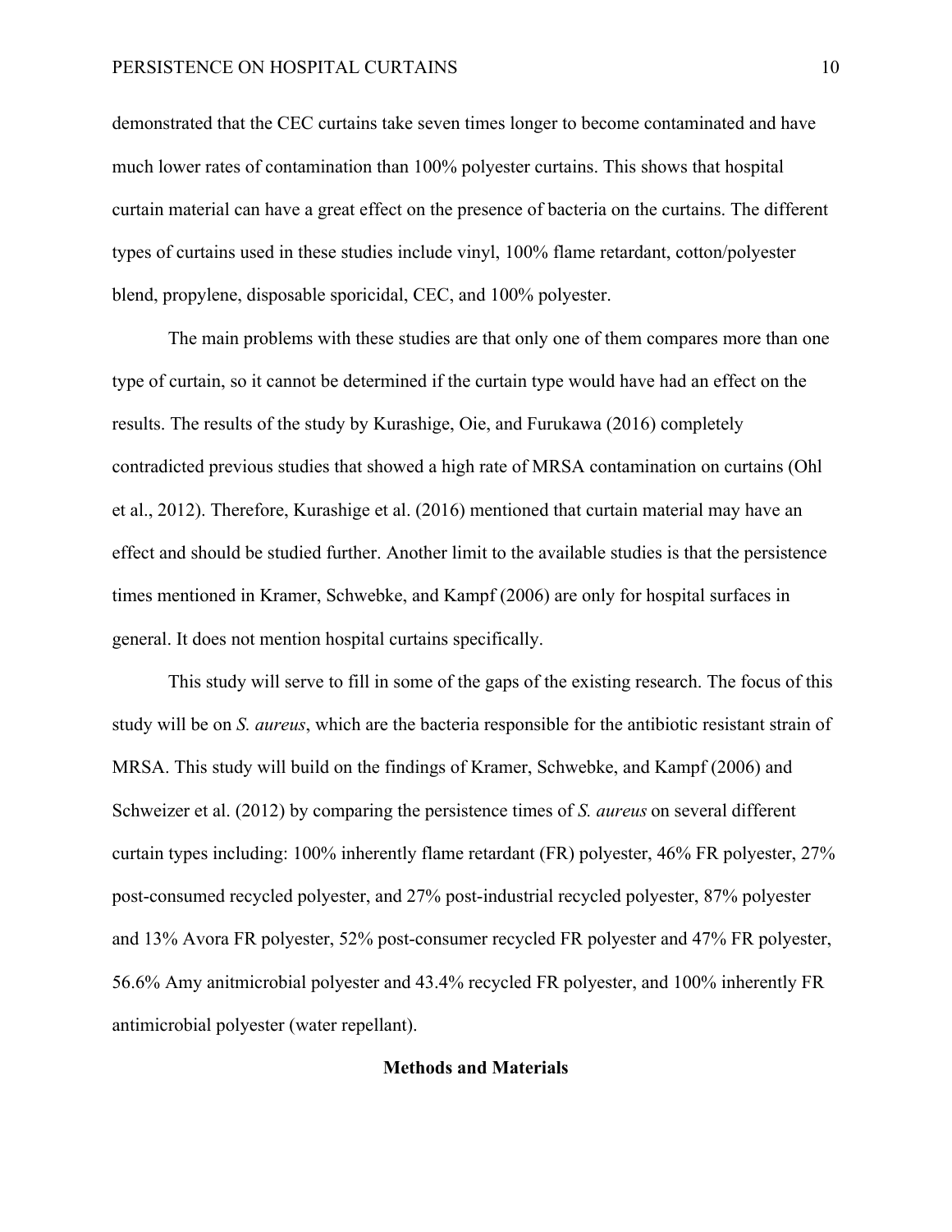demonstrated that the CEC curtains take seven times longer to become contaminated and have much lower rates of contamination than 100% polyester curtains. This shows that hospital curtain material can have a great effect on the presence of bacteria on the curtains. The different types of curtains used in these studies include vinyl, 100% flame retardant, cotton/polyester blend, propylene, disposable sporicidal, CEC, and 100% polyester.

The main problems with these studies are that only one of them compares more than one type of curtain, so it cannot be determined if the curtain type would have had an effect on the results. The results of the study by Kurashige, Oie, and Furukawa (2016) completely contradicted previous studies that showed a high rate of MRSA contamination on curtains (Ohl et al., 2012). Therefore, Kurashige et al. (2016) mentioned that curtain material may have an effect and should be studied further. Another limit to the available studies is that the persistence times mentioned in Kramer, Schwebke, and Kampf (2006) are only for hospital surfaces in general. It does not mention hospital curtains specifically.

This study will serve to fill in some of the gaps of the existing research. The focus of this study will be on *S. aureus*, which are the bacteria responsible for the antibiotic resistant strain of MRSA. This study will build on the findings of Kramer, Schwebke, and Kampf (2006) and Schweizer et al. (2012) by comparing the persistence times of *S. aureus* on several different curtain types including: 100% inherently flame retardant (FR) polyester, 46% FR polyester, 27% post-consumed recycled polyester, and 27% post-industrial recycled polyester, 87% polyester and 13% Avora FR polyester, 52% post-consumer recycled FR polyester and 47% FR polyester, 56.6% Amy anitmicrobial polyester and 43.4% recycled FR polyester, and 100% inherently FR antimicrobial polyester (water repellant).

## Methods and Materials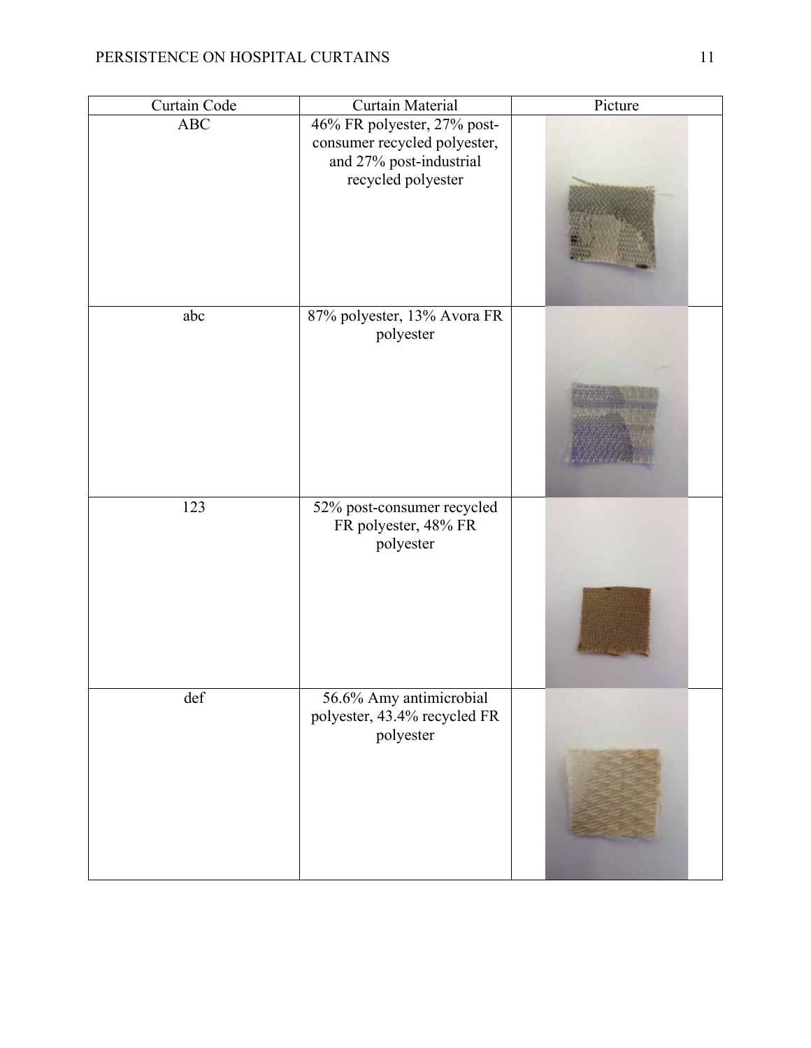| Curtain Code | Curtain Material | Picture |
| --- | --- | --- |
| ABC | 46% FR polyester, 27% post-consumer recycled polyester, and 27% post-industrial recycled polyester | |
| abc | 87% polyester, 13% Avora FR polyester | |
| 123 | 52% post-consumer recycled FR polyester, 48% FR polyester | |
| def | 56.6% Amy antimicrobial polyester, 43.4% recycled FR polyester | |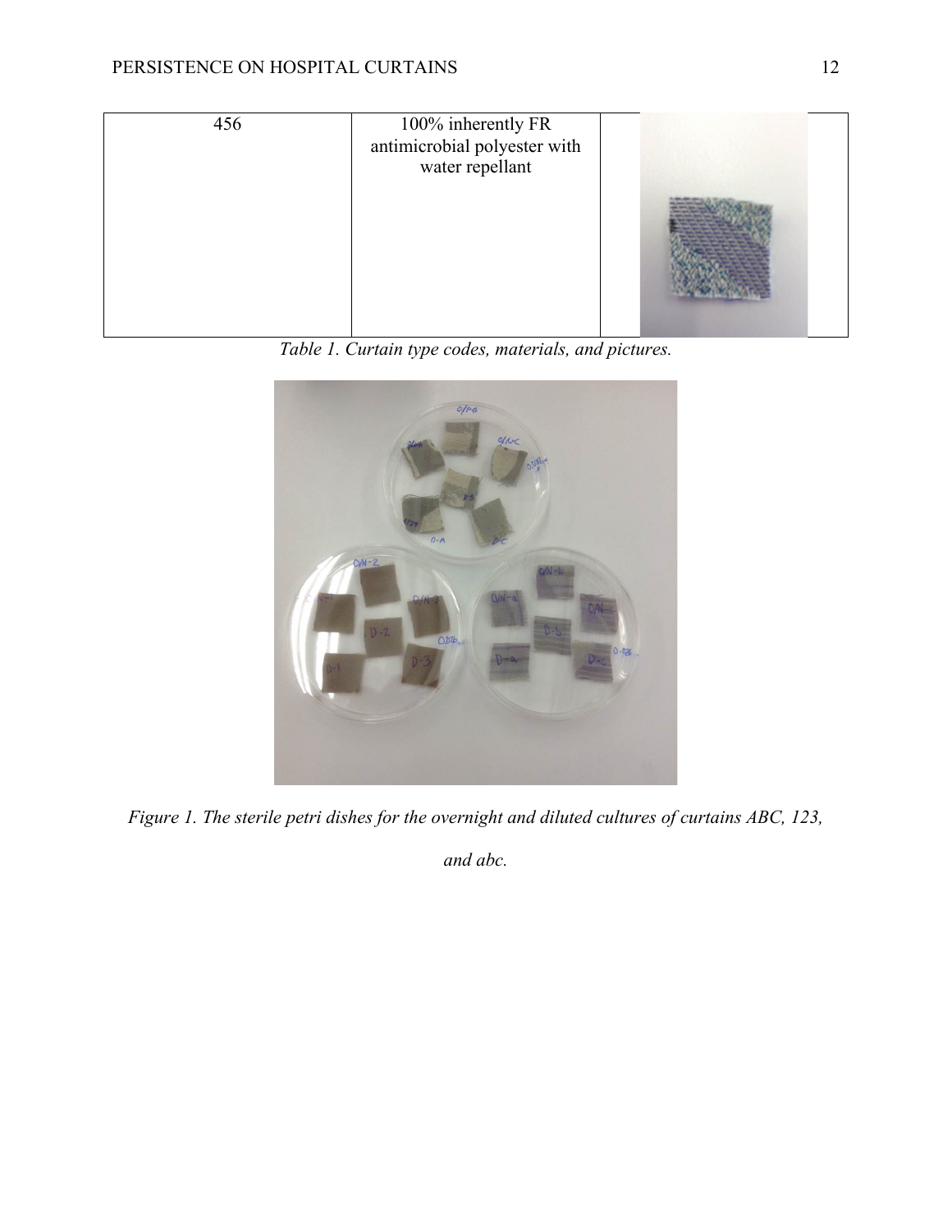| 456 | 100% inherently FR antimicrobial polyester with water repellant | |
|---|---|---|

*Table 1. Curtain type codes, materials, and pictures.*

*Figure 1. The sterile petri dishes for the overnight and diluted cultures of curtains ABC, 123, and abc.*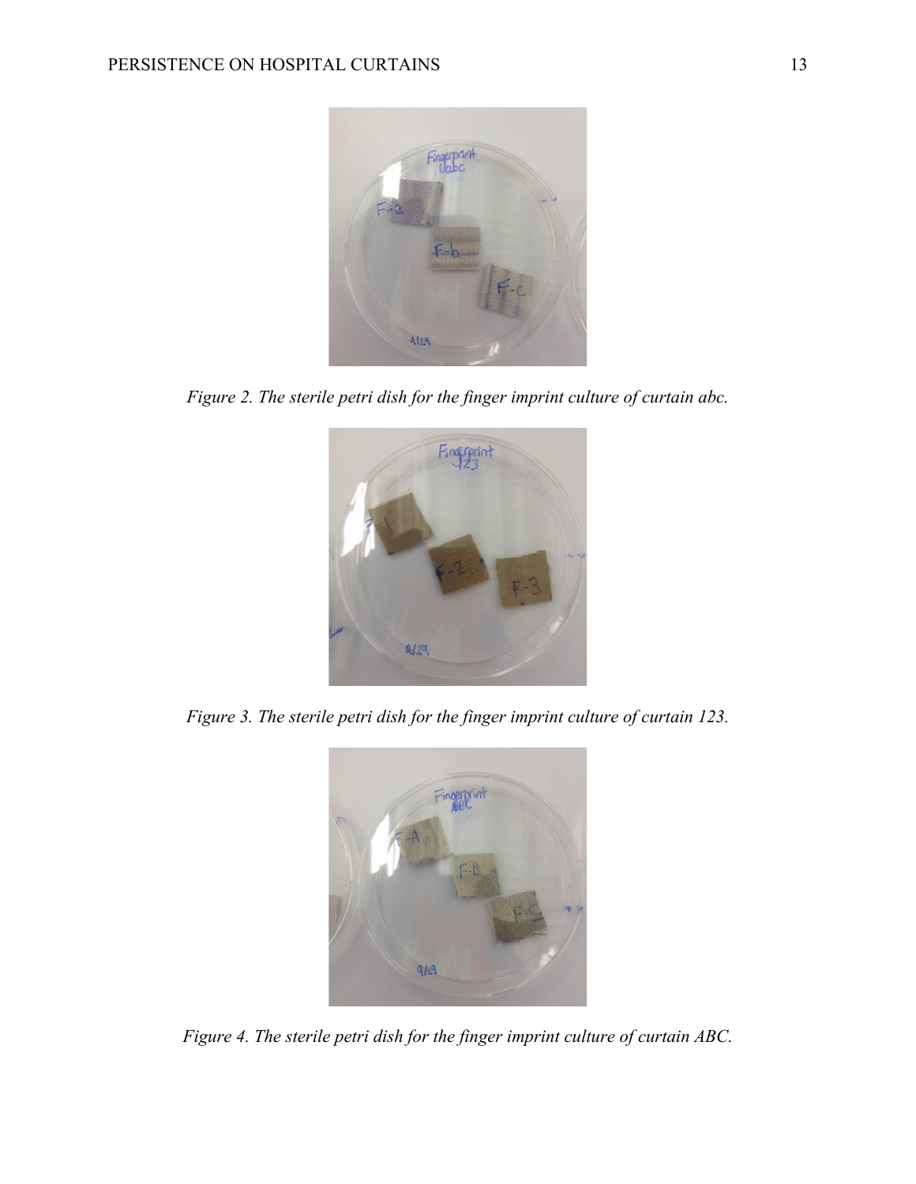*Figure 2. The sterile petri dish for the finger imprint culture of curtain abc.*

*Figure 3. The sterile petri dish for the finger imprint culture of curtain 123.*

*Figure 4. The sterile petri dish for the finger imprint culture of curtain ABC.*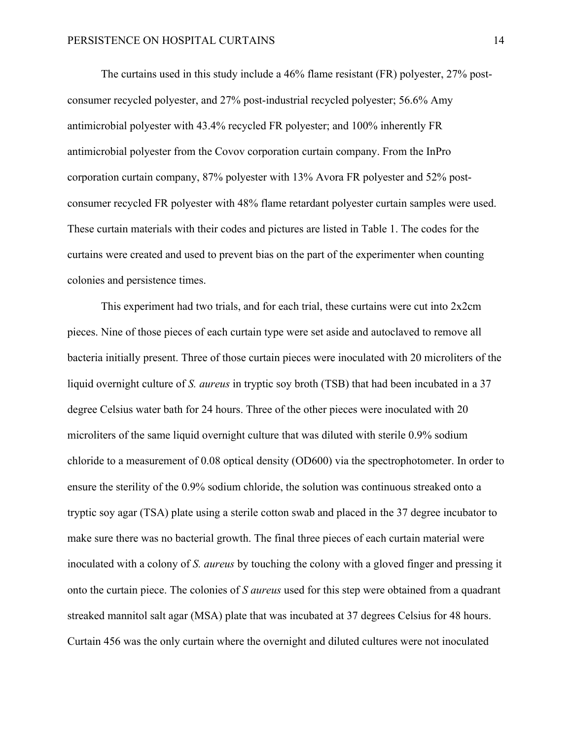The curtains used in this study include a 46% flame resistant (FR) polyester, 27% post-consumer recycled polyester, and 27% post-industrial recycled polyester; 56.6% Amy antimicrobial polyester with 43.4% recycled FR polyester; and 100% inherently FR antimicrobial polyester from the Covov corporation curtain company. From the InPro corporation curtain company, 87% polyester with 13% Avora FR polyester and 52% post-consumer recycled FR polyester with 48% flame retardant polyester curtain samples were used. These curtain materials with their codes and pictures are listed in Table 1. The codes for the curtains were created and used to prevent bias on the part of the experimenter when counting colonies and persistence times.

This experiment had two trials, and for each trial, these curtains were cut into 2x2cm pieces. Nine of those pieces of each curtain type were set aside and autoclaved to remove all bacteria initially present. Three of those curtain pieces were inoculated with 20 microliters of the liquid overnight culture of *S. aureus* in tryptic soy broth (TSB) that had been incubated in a 37 degree Celsius water bath for 24 hours. Three of the other pieces were inoculated with 20 microliters of the same liquid overnight culture that was diluted with sterile 0.9% sodium chloride to a measurement of 0.08 optical density (OD600) via the spectrophotometer. In order to ensure the sterility of the 0.9% sodium chloride, the solution was continuous streaked onto a tryptic soy agar (TSA) plate using a sterile cotton swab and placed in the 37 degree incubator to make sure there was no bacterial growth. The final three pieces of each curtain material were inoculated with a colony of *S. aureus* by touching the colony with a gloved finger and pressing it onto the curtain piece. The colonies of *S aureus* used for this step were obtained from a quadrant streaked mannitol salt agar (MSA) plate that was incubated at 37 degrees Celsius for 48 hours. Curtain 456 was the only curtain where the overnight and diluted cultures were not inoculated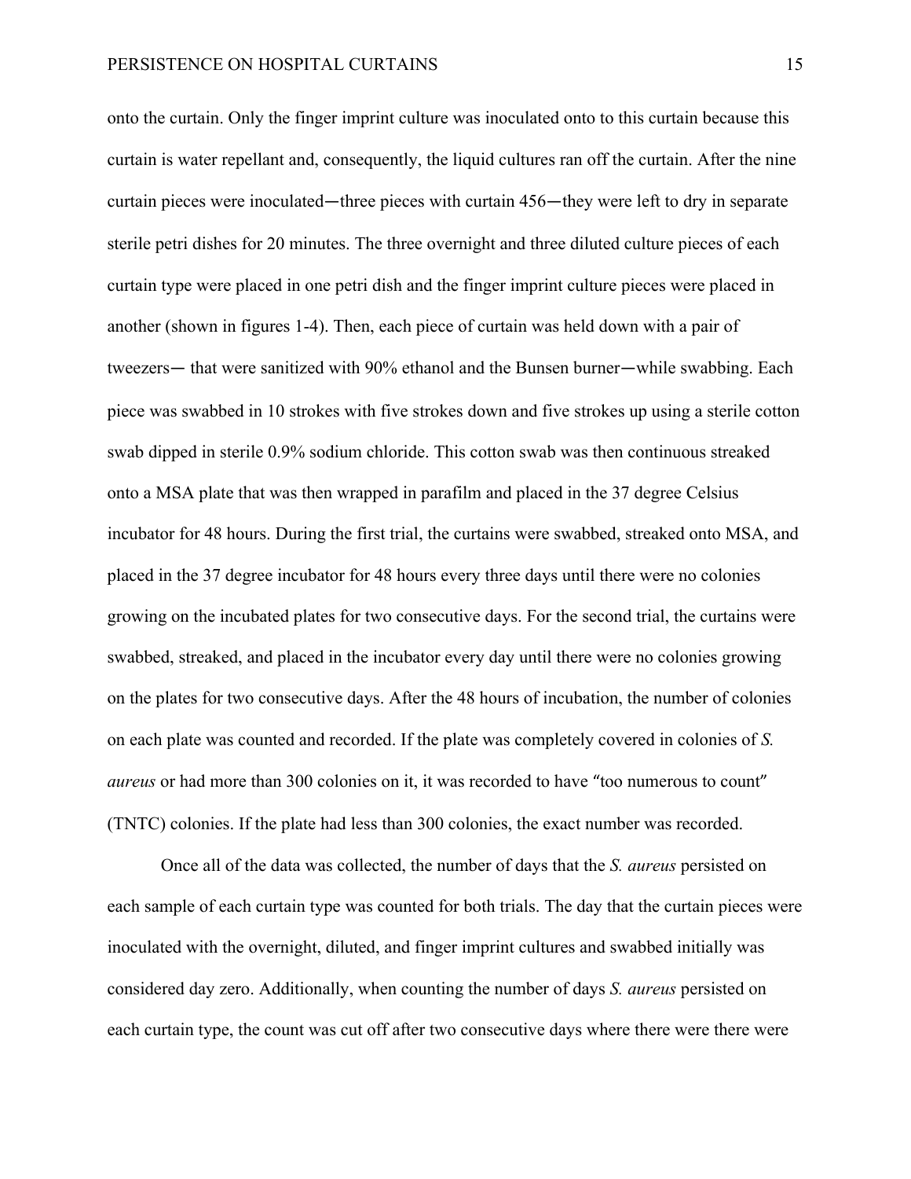onto the curtain. Only the finger imprint culture was inoculated onto to this curtain because this curtain is water repellant and, consequently, the liquid cultures ran off the curtain. After the nine curtain pieces were inoculated—three pieces with curtain 456—they were left to dry in separate sterile petri dishes for 20 minutes. The three overnight and three diluted culture pieces of each curtain type were placed in one petri dish and the finger imprint culture pieces were placed in another (shown in figures 1-4). Then, each piece of curtain was held down with a pair of tweezers— that were sanitized with 90% ethanol and the Bunsen burner—while swabbing. Each piece was swabbed in 10 strokes with five strokes down and five strokes up using a sterile cotton swab dipped in sterile 0.9% sodium chloride. This cotton swab was then continuous streaked onto a MSA plate that was then wrapped in parafilm and placed in the 37 degree Celsius incubator for 48 hours. During the first trial, the curtains were swabbed, streaked onto MSA, and placed in the 37 degree incubator for 48 hours every three days until there were no colonies growing on the incubated plates for two consecutive days. For the second trial, the curtains were swabbed, streaked, and placed in the incubator every day until there were no colonies growing on the plates for two consecutive days. After the 48 hours of incubation, the number of colonies on each plate was counted and recorded. If the plate was completely covered in colonies of *S. aureus* or had more than 300 colonies on it, it was recorded to have "too numerous to count" (TNTC) colonies. If the plate had less than 300 colonies, the exact number was recorded.

Once all of the data was collected, the number of days that the *S. aureus* persisted on each sample of each curtain type was counted for both trials. The day that the curtain pieces were inoculated with the overnight, diluted, and finger imprint cultures and swabbed initially was considered day zero. Additionally, when counting the number of days *S. aureus* persisted on each curtain type, the count was cut off after two consecutive days where there were there were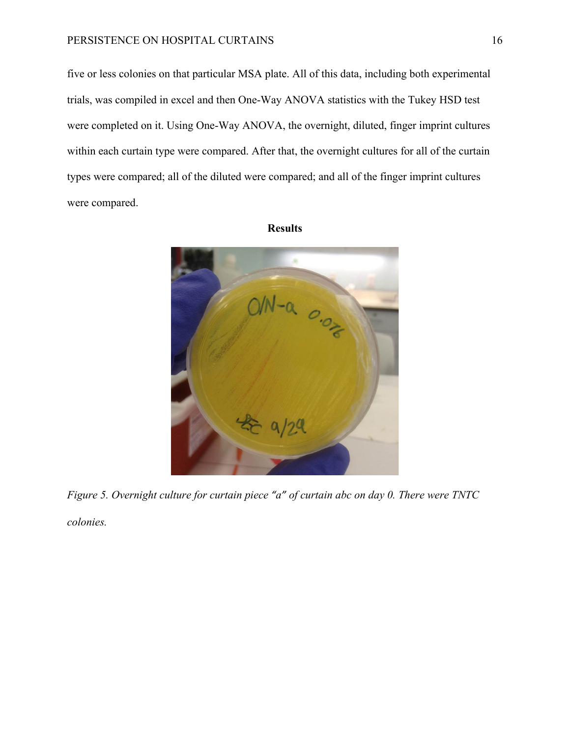five or less colonies on that particular MSA plate. All of this data, including both experimental trials, was compiled in excel and then One-Way ANOVA statistics with the Tukey HSD test were completed on it. Using One-Way ANOVA, the overnight, diluted, finger imprint cultures within each curtain type were compared. After that, the overnight cultures for all of the curtain types were compared; all of the diluted were compared; and all of the finger imprint cultures were compared.

## Results

*Figure 5. Overnight culture for curtain piece "a" of curtain abc on day 0. There were TNTC colonies.*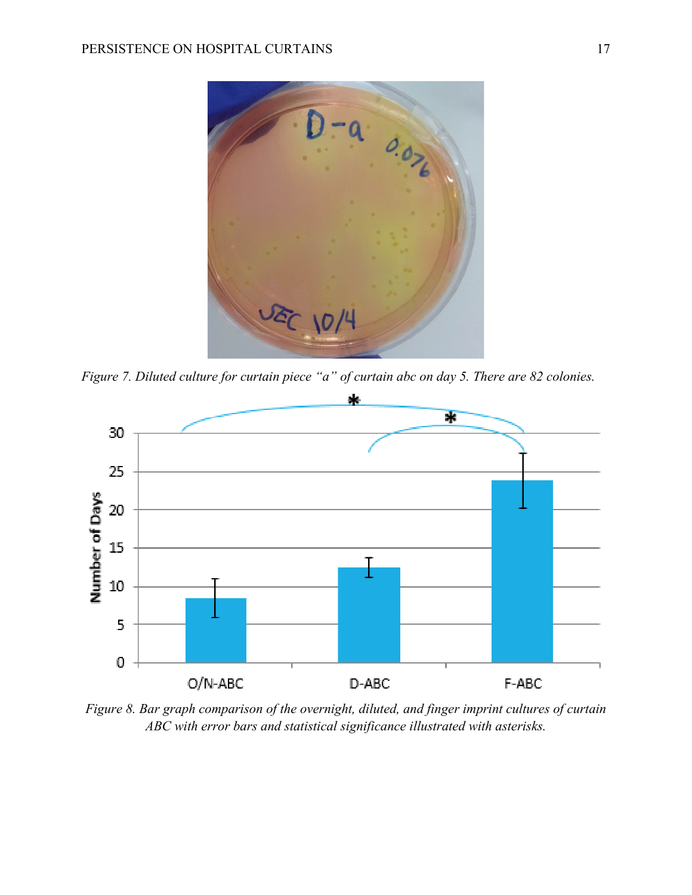*Figure 7. Diluted culture for curtain piece "a" of curtain abc on day 5. There are 82 colonies.*

*Figure 8. Bar graph comparison of the overnight, diluted, and finger imprint cultures of curtain ABC with error bars and statistical significance illustrated with asterisks.*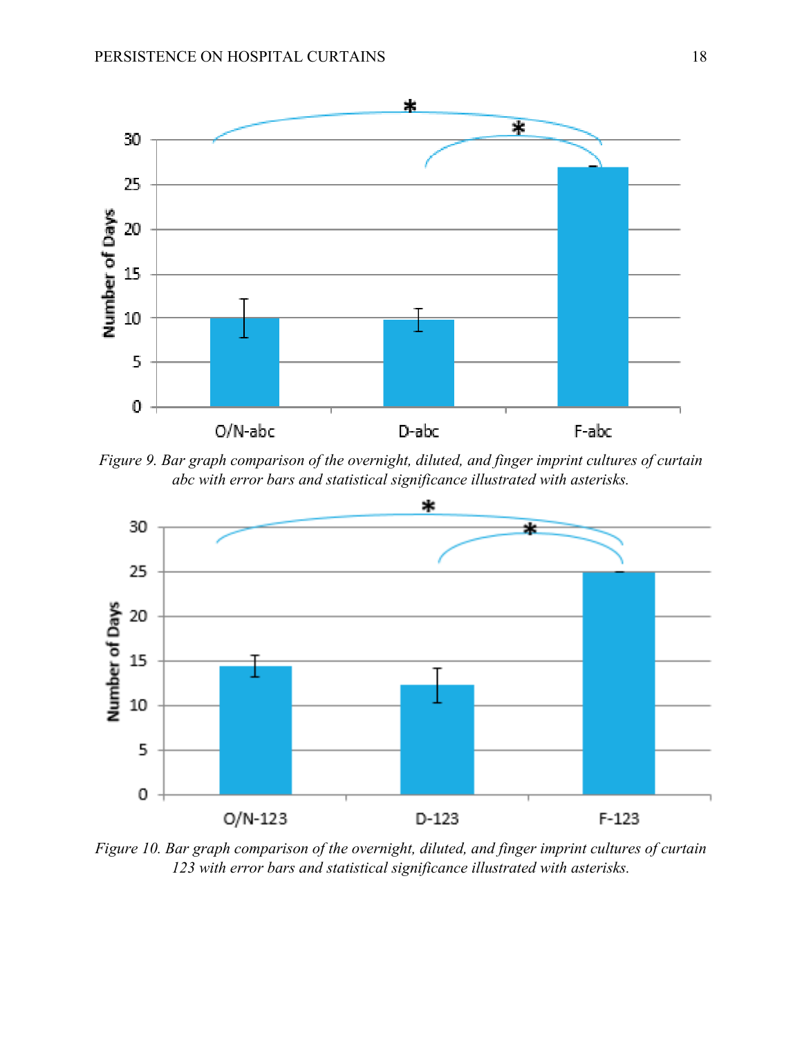*Figure 9.* Bar graph comparison of the overnight, diluted, and finger imprint cultures of curtain abc with error bars and statistical significance illustrated with asterisks.

*Figure 10.* Bar graph comparison of the overnight, diluted, and finger imprint cultures of curtain 123 with error bars and statistical significance illustrated with asterisks.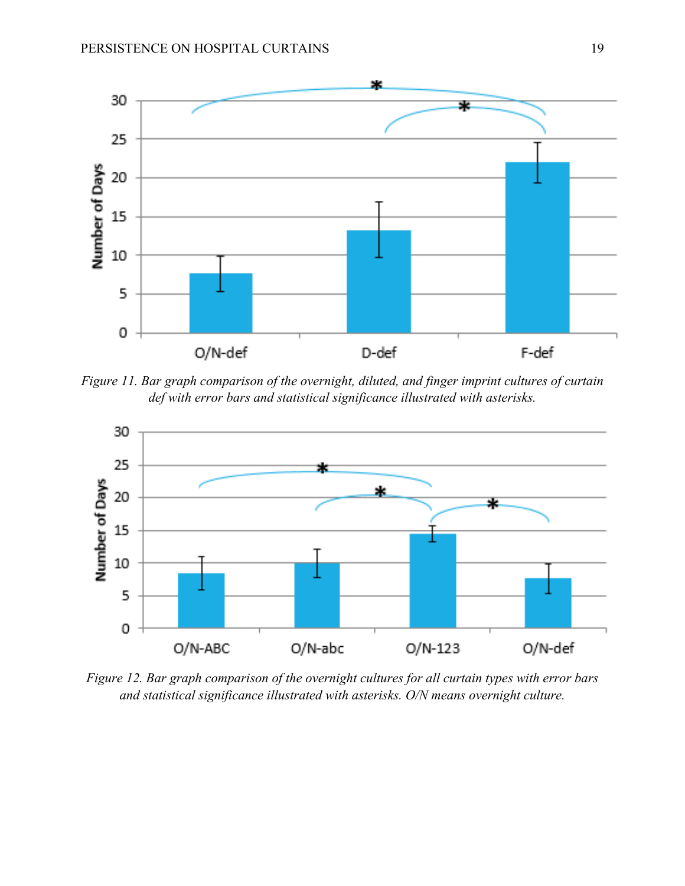*Figure 11.* Bar graph comparison of the overnight, diluted, and finger imprint cultures of curtain def with error bars and statistical significance illustrated with asterisks.

*Figure 12.* Bar graph comparison of the overnight cultures for all curtain types with error bars and statistical significance illustrated with asterisks. O/N means overnight culture.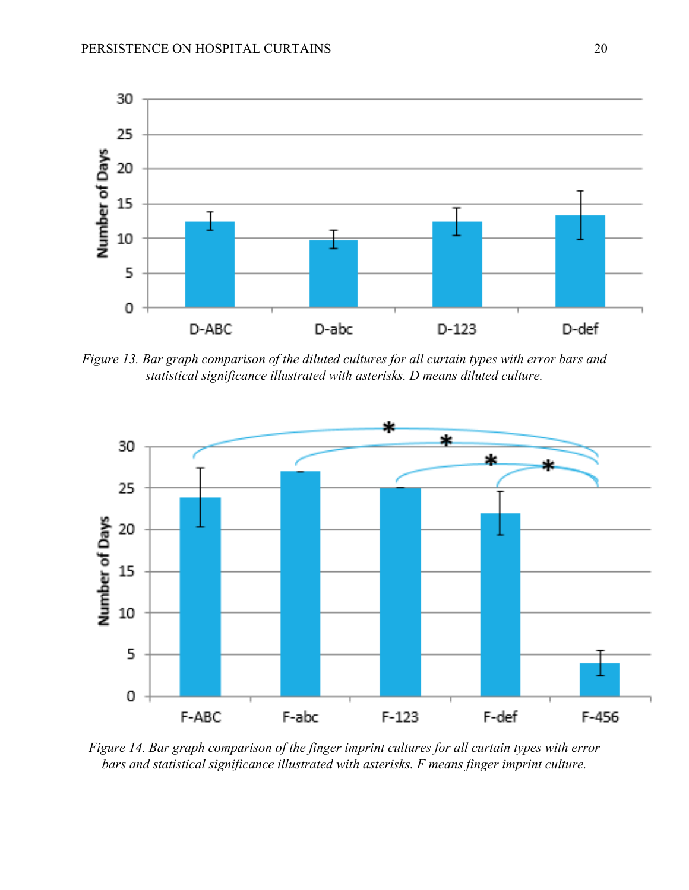*Figure 13.* Bar graph comparison of the diluted cultures for all curtain types with error bars and statistical significance illustrated with asterisks. D means diluted culture.

*Figure 14.* Bar graph comparison of the finger imprint cultures for all curtain types with error bars and statistical significance illustrated with asterisks. F means finger imprint culture.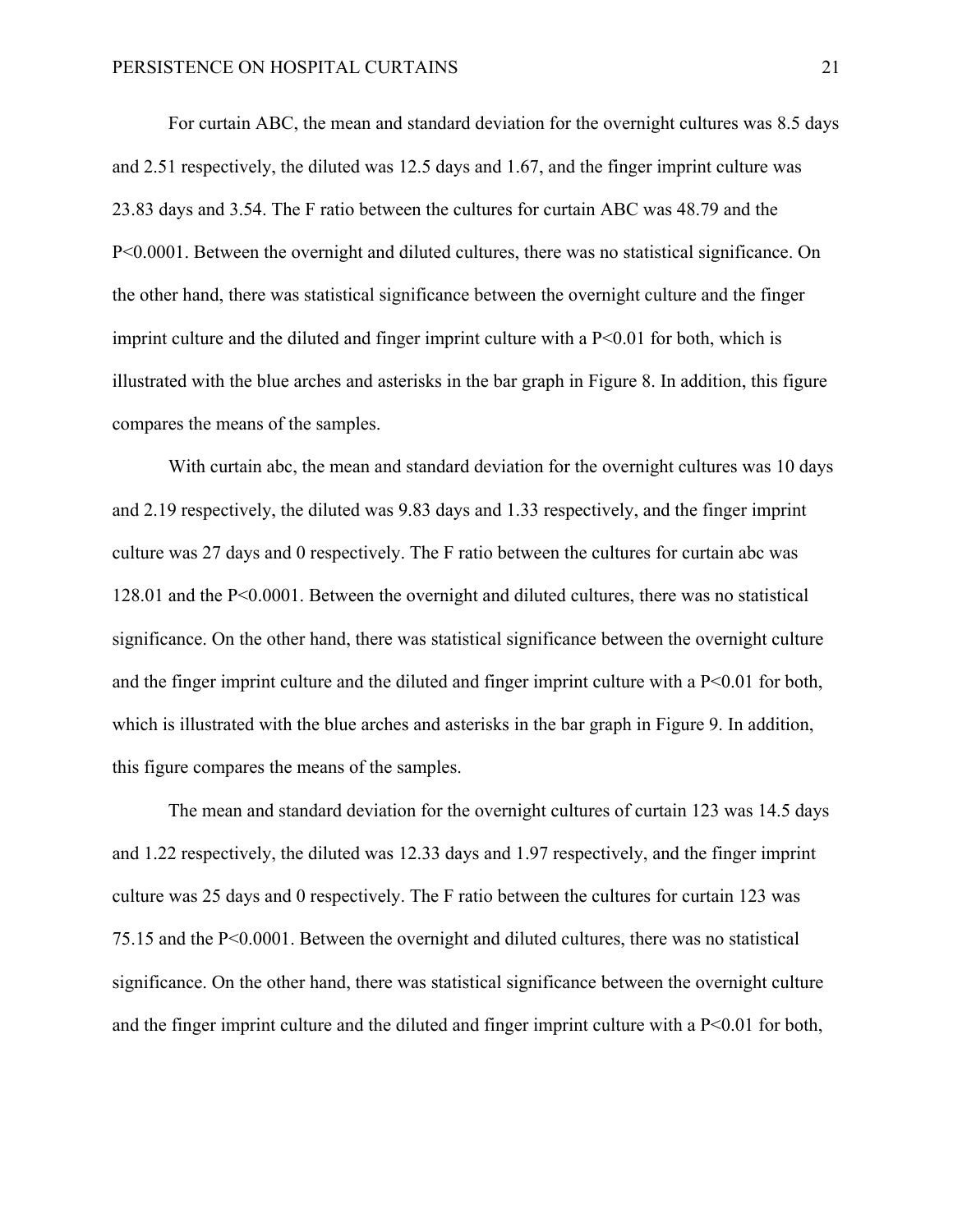For curtain ABC, the mean and standard deviation for the overnight cultures was 8.5 days and 2.51 respectively, the diluted was 12.5 days and 1.67, and the finger imprint culture was 23.83 days and 3.54. The F ratio between the cultures for curtain ABC was 48.79 and the $P<0.0001$. Between the overnight and diluted cultures, there was no statistical significance. On the other hand, there was statistical significance between the overnight culture and the finger imprint culture and the diluted and finger imprint culture with a $P<0.01$ for both, which is illustrated with the blue arches and asterisks in the bar graph in Figure 8. In addition, this figure compares the means of the samples.

With curtain abc, the mean and standard deviation for the overnight cultures was 10 days and 2.19 respectively, the diluted was 9.83 days and 1.33 respectively, and the finger imprint culture was 27 days and 0 respectively. The F ratio between the cultures for curtain abc was 128.01 and the $P<0.0001$. Between the overnight and diluted cultures, there was no statistical significance. On the other hand, there was statistical significance between the overnight culture and the finger imprint culture and the diluted and finger imprint culture with a $P<0.01$ for both, which is illustrated with the blue arches and asterisks in the bar graph in Figure 9. In addition, this figure compares the means of the samples.

The mean and standard deviation for the overnight cultures of curtain 123 was 14.5 days and 1.22 respectively, the diluted was 12.33 days and 1.97 respectively, and the finger imprint culture was 25 days and 0 respectively. The F ratio between the cultures for curtain 123 was 75.15 and the $P<0.0001$. Between the overnight and diluted cultures, there was no statistical significance. On the other hand, there was statistical significance between the overnight culture and the finger imprint culture and the diluted and finger imprint culture with a $P<0.01$ for both,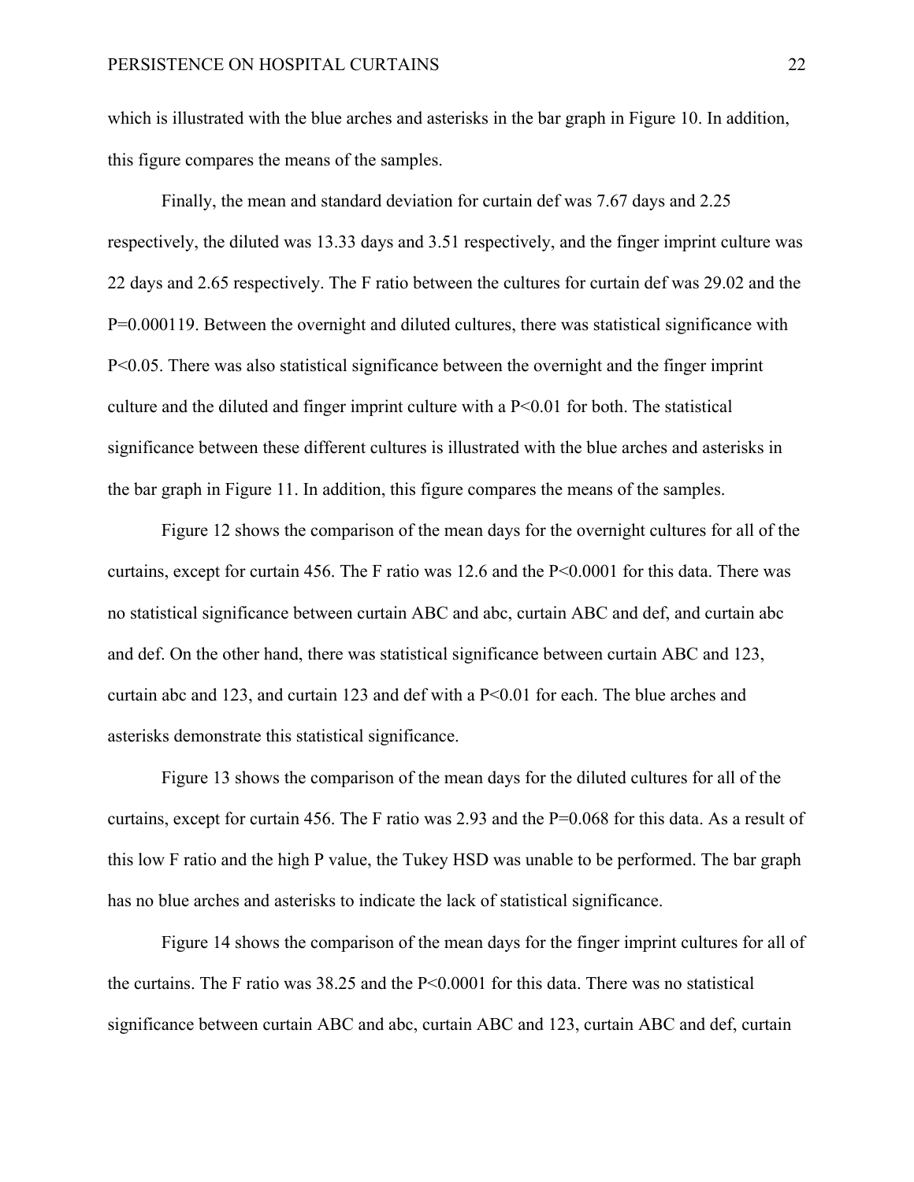which is illustrated with the blue arches and asterisks in the bar graph in Figure 10. In addition, this figure compares the means of the samples.

Finally, the mean and standard deviation for curtain def was 7.67 days and 2.25 respectively, the diluted was 13.33 days and 3.51 respectively, and the finger imprint culture was 22 days and 2.65 respectively. The F ratio between the cultures for curtain def was 29.02 and the $P=0.000119$. Between the overnight and diluted cultures, there was statistical significance with $P<0.05$. There was also statistical significance between the overnight and the finger imprint culture and the diluted and finger imprint culture with a $P<0.01$ for both. The statistical significance between these different cultures is illustrated with the blue arches and asterisks in the bar graph in Figure 11. In addition, this figure compares the means of the samples.

Figure 12 shows the comparison of the mean days for the overnight cultures for all of the curtains, except for curtain 456. The F ratio was 12.6 and the $P<0.0001$ for this data. There was no statistical significance between curtain ABC and abc, curtain ABC and def, and curtain abc and def. On the other hand, there was statistical significance between curtain ABC and 123, curtain abc and 123, and curtain 123 and def with a $P<0.01$ for each. The blue arches and asterisks demonstrate this statistical significance.

Figure 13 shows the comparison of the mean days for the diluted cultures for all of the curtains, except for curtain 456. The F ratio was 2.93 and the $P=0.068$ for this data. As a result of this low F ratio and the high P value, the Tukey HSD was unable to be performed. The bar graph has no blue arches and asterisks to indicate the lack of statistical significance.

Figure 14 shows the comparison of the mean days for the finger imprint cultures for all of the curtains. The F ratio was 38.25 and the $P<0.0001$ for this data. There was no statistical significance between curtain ABC and abc, curtain ABC and 123, curtain ABC and def, curtain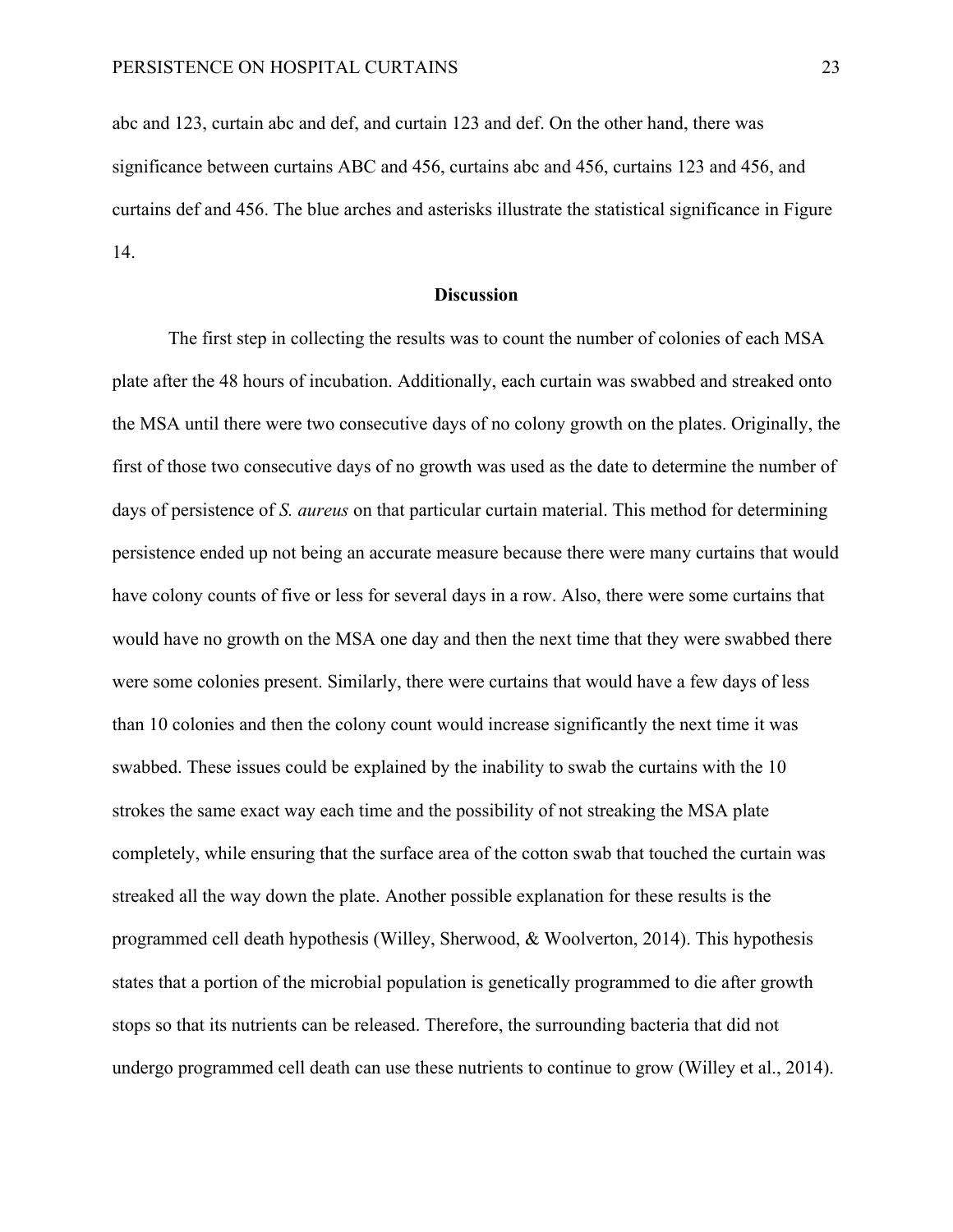abc and 123, curtain abc and def, and curtain 123 and def. On the other hand, there was significance between curtains ABC and 456, curtains abc and 456, curtains 123 and 456, and curtains def and 456. The blue arches and asterisks illustrate the statistical significance in Figure 14.

## Discussion

The first step in collecting the results was to count the number of colonies of each MSA plate after the 48 hours of incubation. Additionally, each curtain was swabbed and streaked onto the MSA until there were two consecutive days of no colony growth on the plates. Originally, the first of those two consecutive days of no growth was used as the date to determine the number of days of persistence of *S. aureus* on that particular curtain material. This method for determining persistence ended up not being an accurate measure because there were many curtains that would have colony counts of five or less for several days in a row. Also, there were some curtains that would have no growth on the MSA one day and then the next time that they were swabbed there were some colonies present. Similarly, there were curtains that would have a few days of less than 10 colonies and then the colony count would increase significantly the next time it was swabbed. These issues could be explained by the inability to swab the curtains with the 10 strokes the same exact way each time and the possibility of not streaking the MSA plate completely, while ensuring that the surface area of the cotton swab that touched the curtain was streaked all the way down the plate. Another possible explanation for these results is the programmed cell death hypothesis (Willey, Sherwood, & Woolverton, 2014). This hypothesis states that a portion of the microbial population is genetically programmed to die after growth stops so that its nutrients can be released. Therefore, the surrounding bacteria that did not undergo programmed cell death can use these nutrients to continue to grow (Willey et al., 2014).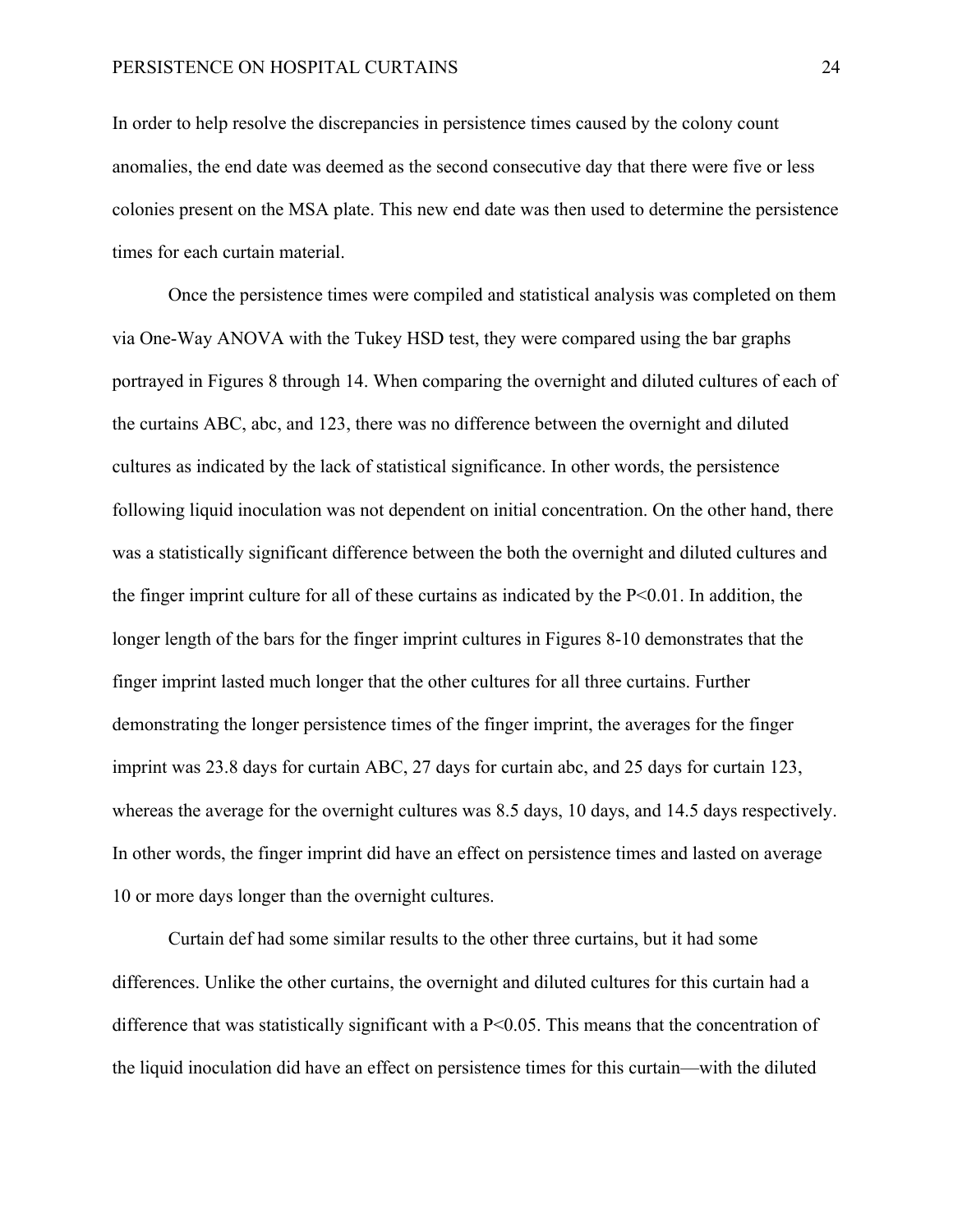In order to help resolve the discrepancies in persistence times caused by the colony count anomalies, the end date was deemed as the second consecutive day that there were five or less colonies present on the MSA plate. This new end date was then used to determine the persistence times for each curtain material.

Once the persistence times were compiled and statistical analysis was completed on them via One-Way ANOVA with the Tukey HSD test, they were compared using the bar graphs portrayed in Figures 8 through 14. When comparing the overnight and diluted cultures of each of the curtains ABC, abc, and 123, there was no difference between the overnight and diluted cultures as indicated by the lack of statistical significance. In other words, the persistence following liquid inoculation was not dependent on initial concentration. On the other hand, there was a statistically significant difference between the both the overnight and diluted cultures and the finger imprint culture for all of these curtains as indicated by the $P<0.01$. In addition, the longer length of the bars for the finger imprint cultures in Figures 8-10 demonstrates that the finger imprint lasted much longer that the other cultures for all three curtains. Further demonstrating the longer persistence times of the finger imprint, the averages for the finger imprint was 23.8 days for curtain ABC, 27 days for curtain abc, and 25 days for curtain 123, whereas the average for the overnight cultures was 8.5 days, 10 days, and 14.5 days respectively. In other words, the finger imprint did have an effect on persistence times and lasted on average 10 or more days longer than the overnight cultures.

Curtain def had some similar results to the other three curtains, but it had some differences. Unlike the other curtains, the overnight and diluted cultures for this curtain had a difference that was statistically significant with a $P<0.05$. This means that the concentration of the liquid inoculation did have an effect on persistence times for this curtain—with the diluted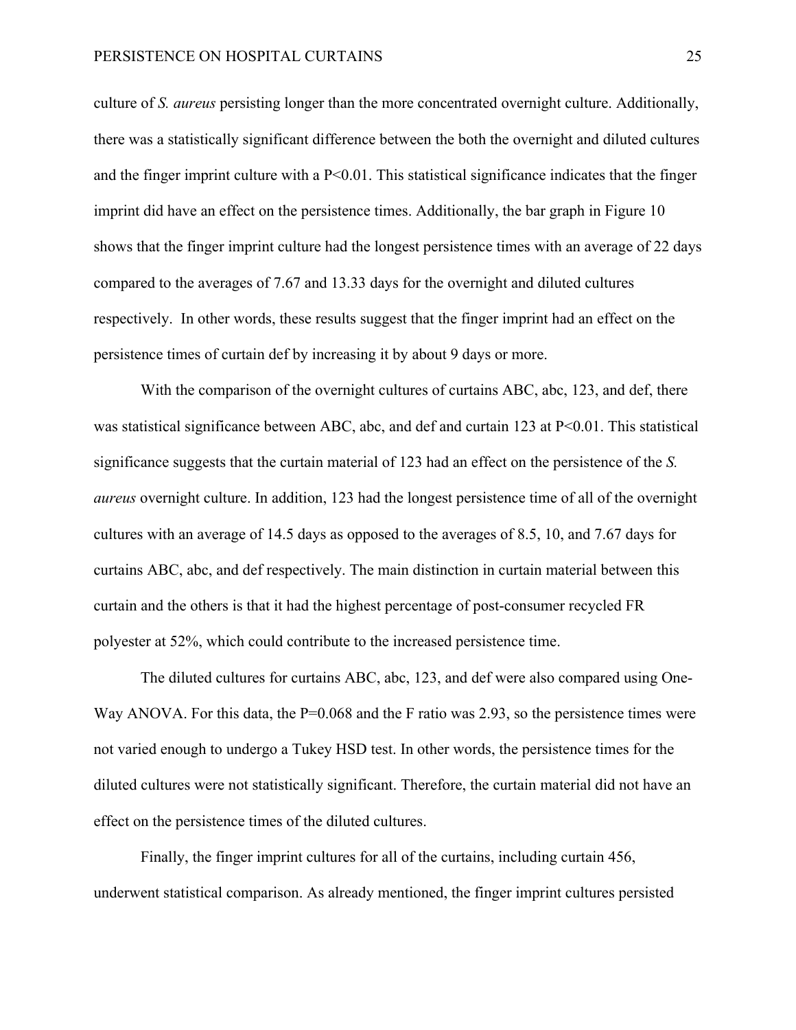culture of *S. aureus* persisting longer than the more concentrated overnight culture. Additionally, there was a statistically significant difference between the both the overnight and diluted cultures and the finger imprint culture with a $P<0.01$. This statistical significance indicates that the finger imprint did have an effect on the persistence times. Additionally, the bar graph in Figure 10 shows that the finger imprint culture had the longest persistence times with an average of 22 days compared to the averages of 7.67 and 13.33 days for the overnight and diluted cultures respectively. In other words, these results suggest that the finger imprint had an effect on the persistence times of curtain def by increasing it by about 9 days or more.

With the comparison of the overnight cultures of curtains ABC, abc, 123, and def, there was statistical significance between ABC, abc, and def and curtain 123 at $P<0.01$. This statistical significance suggests that the curtain material of 123 had an effect on the persistence of the *S. aureus* overnight culture. In addition, 123 had the longest persistence time of all of the overnight cultures with an average of 14.5 days as opposed to the averages of 8.5, 10, and 7.67 days for curtains ABC, abc, and def respectively. The main distinction in curtain material between this curtain and the others is that it had the highest percentage of post-consumer recycled FR polyester at 52%, which could contribute to the increased persistence time.

The diluted cultures for curtains ABC, abc, 123, and def were also compared using One-Way ANOVA. For this data, the $P=0.068$ and the F ratio was 2.93, so the persistence times were not varied enough to undergo a Tukey HSD test. In other words, the persistence times for the diluted cultures were not statistically significant. Therefore, the curtain material did not have an effect on the persistence times of the diluted cultures.

Finally, the finger imprint cultures for all of the curtains, including curtain 456, underwent statistical comparison. As already mentioned, the finger imprint cultures persisted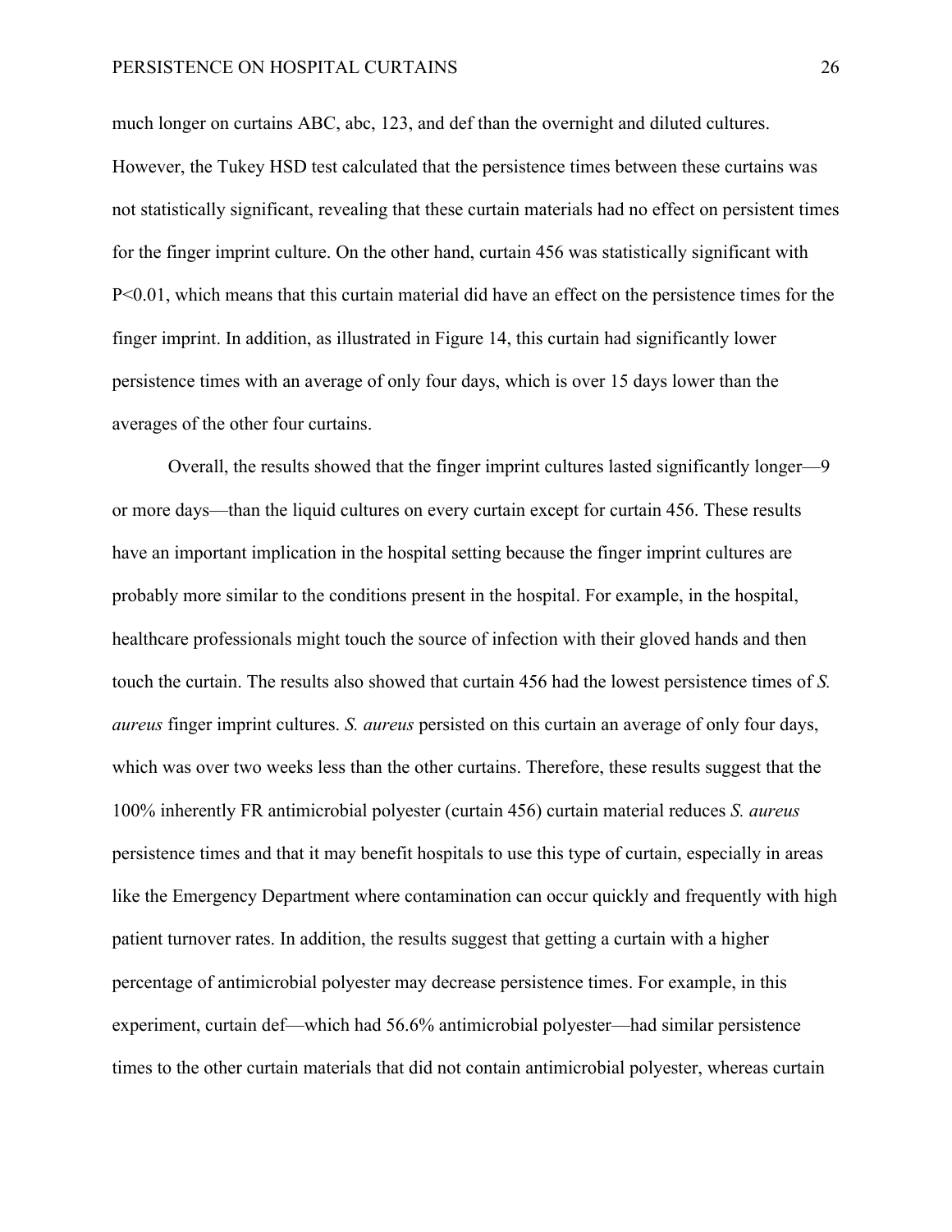much longer on curtains ABC, abc, 123, and def than the overnight and diluted cultures. However, the Tukey HSD test calculated that the persistence times between these curtains was not statistically significant, revealing that these curtain materials had no effect on persistent times for the finger imprint culture. On the other hand, curtain 456 was statistically significant with $P<0.01$, which means that this curtain material did have an effect on the persistence times for the finger imprint. In addition, as illustrated in Figure 14, this curtain had significantly lower persistence times with an average of only four days, which is over 15 days lower than the averages of the other four curtains.

Overall, the results showed that the finger imprint cultures lasted significantly longer—9 or more days—than the liquid cultures on every curtain except for curtain 456. These results have an important implication in the hospital setting because the finger imprint cultures are probably more similar to the conditions present in the hospital. For example, in the hospital, healthcare professionals might touch the source of infection with their gloved hands and then touch the curtain. The results also showed that curtain 456 had the lowest persistence times of *S. aureus* finger imprint cultures. *S. aureus* persisted on this curtain an average of only four days, which was over two weeks less than the other curtains. Therefore, these results suggest that the 100% inherently FR antimicrobial polyester (curtain 456) curtain material reduces *S. aureus* persistence times and that it may benefit hospitals to use this type of curtain, especially in areas like the Emergency Department where contamination can occur quickly and frequently with high patient turnover rates. In addition, the results suggest that getting a curtain with a higher percentage of antimicrobial polyester may decrease persistence times. For example, in this experiment, curtain def—which had 56.6% antimicrobial polyester—had similar persistence times to the other curtain materials that did not contain antimicrobial polyester, whereas curtain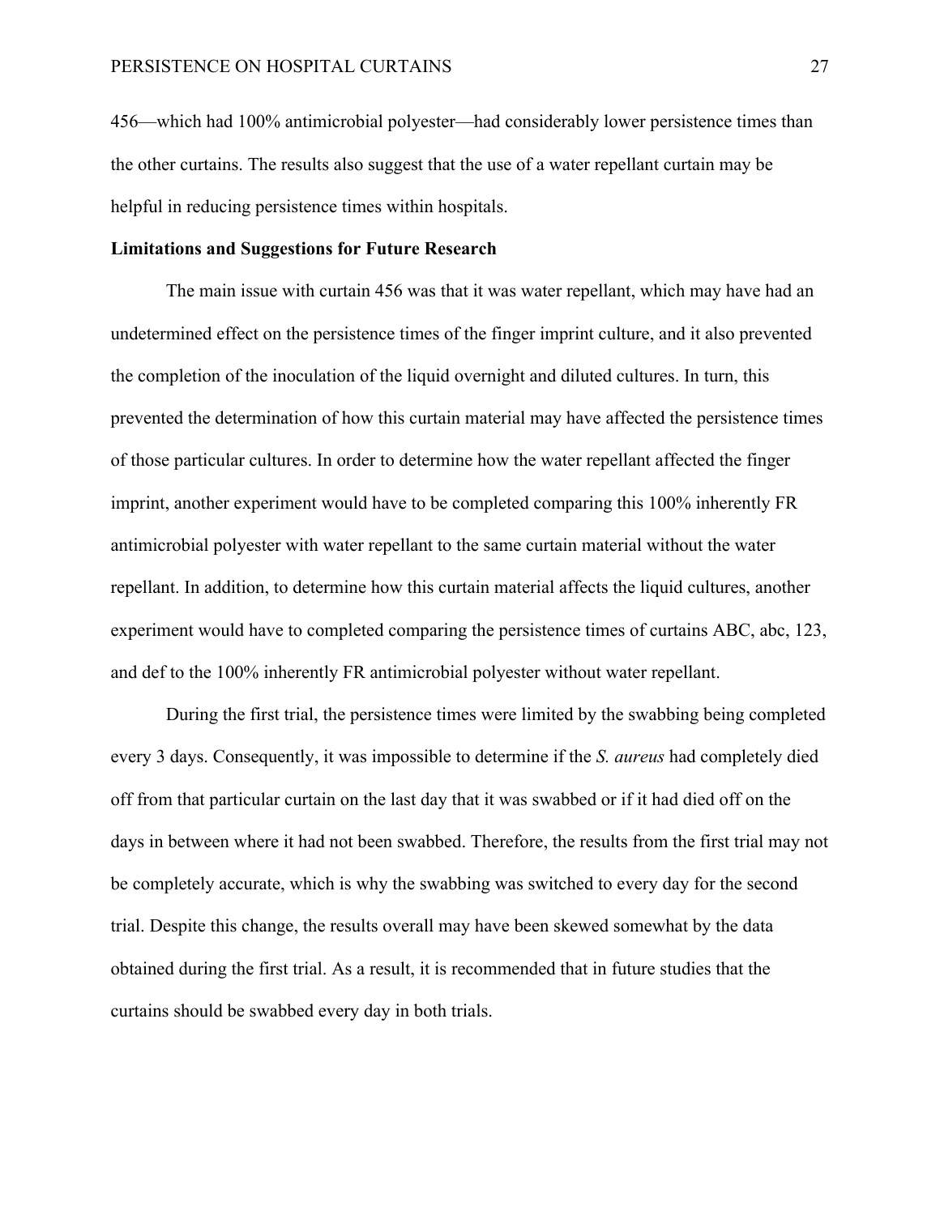456—which had 100% antimicrobial polyester—had considerably lower persistence times than the other curtains. The results also suggest that the use of a water repellant curtain may be helpful in reducing persistence times within hospitals.

**Limitations and Suggestions for Future Research**

The main issue with curtain 456 was that it was water repellant, which may have had an undetermined effect on the persistence times of the finger imprint culture, and it also prevented the completion of the inoculation of the liquid overnight and diluted cultures. In turn, this prevented the determination of how this curtain material may have affected the persistence times of those particular cultures. In order to determine how the water repellant affected the finger imprint, another experiment would have to be completed comparing this 100% inherently FR antimicrobial polyester with water repellant to the same curtain material without the water repellant. In addition, to determine how this curtain material affects the liquid cultures, another experiment would have to completed comparing the persistence times of curtains ABC, abc, 123, and def to the 100% inherently FR antimicrobial polyester without water repellant.

During the first trial, the persistence times were limited by the swabbing being completed every 3 days. Consequently, it was impossible to determine if the *S. aureus* had completely died off from that particular curtain on the last day that it was swabbed or if it had died off on the days in between where it had not been swabbed. Therefore, the results from the first trial may not be completely accurate, which is why the swabbing was switched to every day for the second trial. Despite this change, the results overall may have been skewed somewhat by the data obtained during the first trial. As a result, it is recommended that in future studies that the curtains should be swabbed every day in both trials.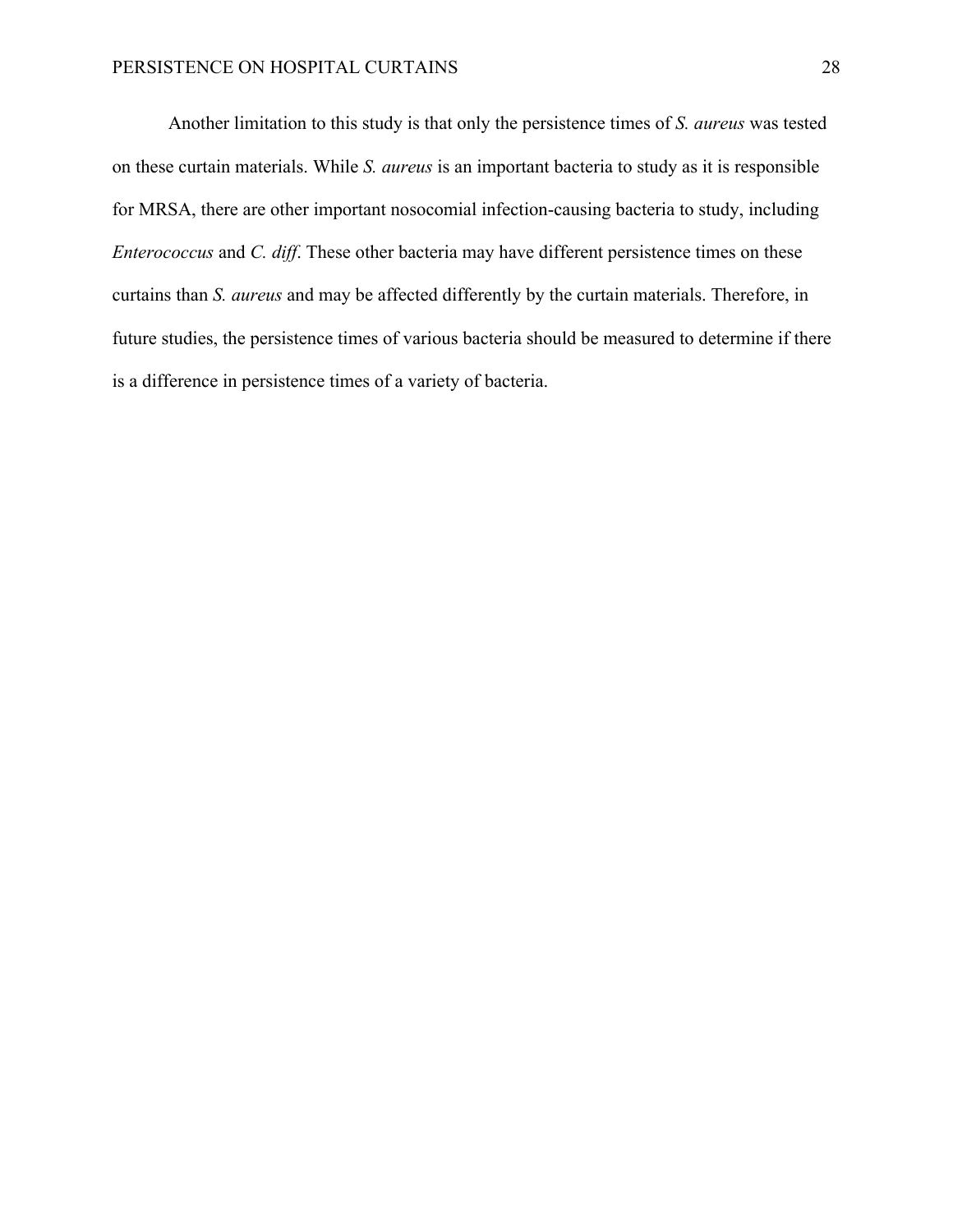Another limitation to this study is that only the persistence times of *S. aureus* was tested on these curtain materials. While *S. aureus* is an important bacteria to study as it is responsible for MRSA, there are other important nosocomial infection-causing bacteria to study, including *Enterococcus* and *C. diff*. These other bacteria may have different persistence times on these curtains than *S. aureus* and may be affected differently by the curtain materials. Therefore, in future studies, the persistence times of various bacteria should be measured to determine if there is a difference in persistence times of a variety of bacteria.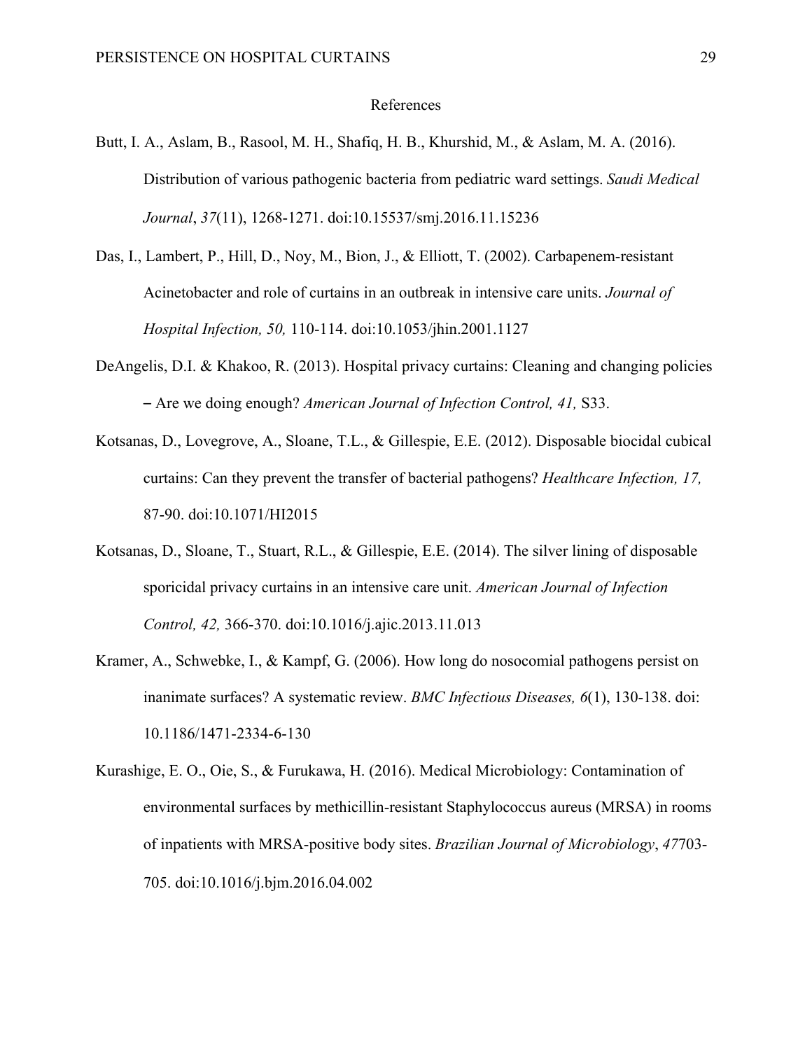# References

Butt, I. A., Aslam, B., Rasool, M. H., Shafiq, H. B., Khurshid, M., & Aslam, M. A. (2016). Distribution of various pathogenic bacteria from pediatric ward settings. *Saudi Medical Journal*, *37*(11), 1268-1271. doi:10.15537/smj.2016.11.15236

Das, I., Lambert, P., Hill, D., Noy, M., Bion, J., & Elliott, T. (2002). Carbapenem-resistant Acinetobacter and role of curtains in an outbreak in intensive care units. *Journal of Hospital Infection, 50,* 110-114. doi:10.1053/jhin.2001.1127

DeAngelis, D.I. & Khakoo, R. (2013). Hospital privacy curtains: Cleaning and changing policies – Are we doing enough? *American Journal of Infection Control, 41,* S33.

Kotsanas, D., Lovegrove, A., Sloane, T.L., & Gillespie, E.E. (2012). Disposable biocidal cubical curtains: Can they prevent the transfer of bacterial pathogens? *Healthcare Infection, 17,* 87-90. doi:10.1071/HI2015

Kotsanas, D., Sloane, T., Stuart, R.L., & Gillespie, E.E. (2014). The silver lining of disposable sporicidal privacy curtains in an intensive care unit. *American Journal of Infection Control, 42,* 366-370. doi:10.1016/j.ajic.2013.11.013

Kramer, A., Schwebke, I., & Kampf, G. (2006). How long do nosocomial pathogens persist on inanimate surfaces? A systematic review. *BMC Infectious Diseases, 6*(1), 130-138. doi: 10.1186/1471-2334-6-130

Kurashige, E. O., Oie, S., & Furukawa, H. (2016). Medical Microbiology: Contamination of environmental surfaces by methicillin-resistant Staphylococcus aureus (MRSA) in rooms of inpatients with MRSA-positive body sites. *Brazilian Journal of Microbiology*, *47*703-705. doi:10.1016/j.bjm.2016.04.002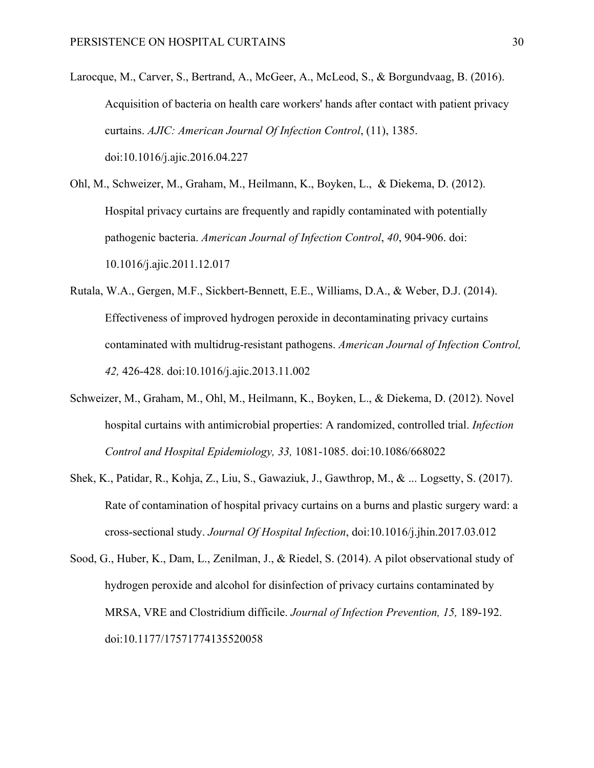Larocque, M., Carver, S., Bertrand, A., McGeer, A., McLeod, S., & Borgundvaag, B. (2016). Acquisition of bacteria on health care workers' hands after contact with patient privacy curtains. *AJIC: American Journal Of Infection Control*, (11), 1385. doi:10.1016/j.ajic.2016.04.227

Ohl, M., Schweizer, M., Graham, M., Heilmann, K., Boyken, L., & Diekema, D. (2012). Hospital privacy curtains are frequently and rapidly contaminated with potentially pathogenic bacteria. *American Journal of Infection Control*, *40*, 904-906. doi: 10.1016/j.ajic.2011.12.017

Rutala, W.A., Gergen, M.F., Sickbert-Bennett, E.E., Williams, D.A., & Weber, D.J. (2014). Effectiveness of improved hydrogen peroxide in decontaminating privacy curtains contaminated with multidrug-resistant pathogens. *American Journal of Infection Control, 42,* 426-428. doi:10.1016/j.ajic.2013.11.002

Schweizer, M., Graham, M., Ohl, M., Heilmann, K., Boyken, L., & Diekema, D. (2012). Novel hospital curtains with antimicrobial properties: A randomized, controlled trial. *Infection Control and Hospital Epidemiology, 33,* 1081-1085. doi:10.1086/668022

Shek, K., Patidar, R., Kohja, Z., Liu, S., Gawaziuk, J., Gawthrop, M., & ... Logsetty, S. (2017). Rate of contamination of hospital privacy curtains on a burns and plastic surgery ward: a cross-sectional study. *Journal Of Hospital Infection*, doi:10.1016/j.jhin.2017.03.012

Sood, G., Huber, K., Dam, L., Zenilman, J., & Riedel, S. (2014). A pilot observational study of hydrogen peroxide and alcohol for disinfection of privacy curtains contaminated by MRSA, VRE and Clostridium difficile. *Journal of Infection Prevention, 15,* 189-192. doi:10.1177/17571774135520058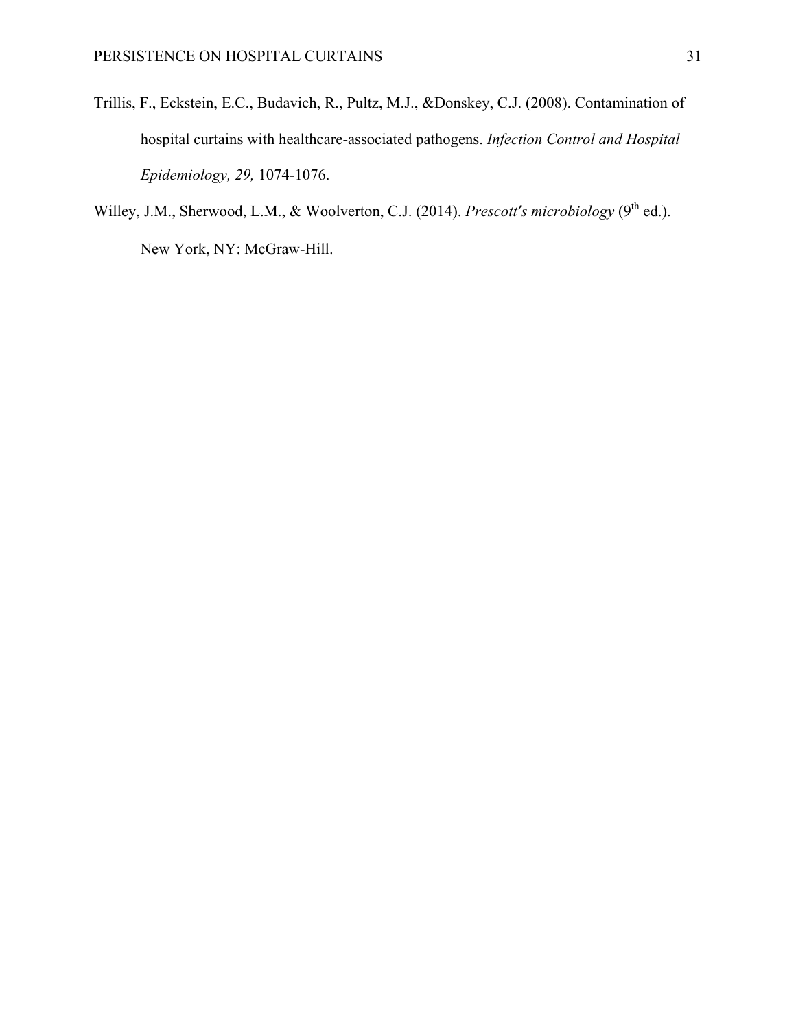Trillis, F., Eckstein, E.C., Budavich, R., Pultz, M.J., &Donskey, C.J. (2008). Contamination of hospital curtains with healthcare-associated pathogens. *Infection Control and Hospital Epidemiology, 29,* 1074-1076.

Willey, J.M., Sherwood, L.M., & Woolverton, C.J. (2014). *Prescott′s microbiology* (9th ed.). New York, NY: McGraw-Hill.